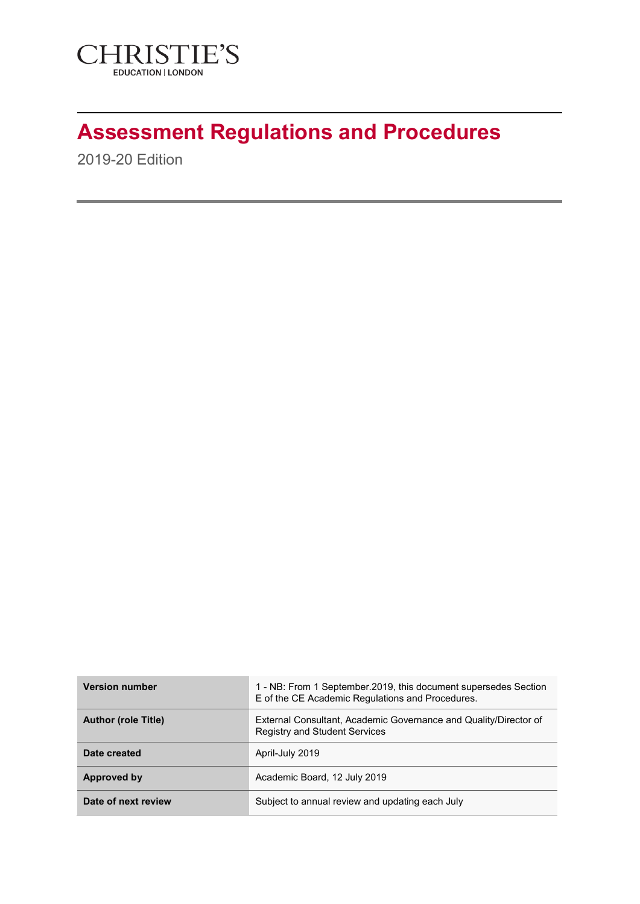CHRISTIE'S
EDUCATION | LONDON

# Assessment Regulations and Procedures

2019-20 Edition

| **Version number** | 1 - NB: From 1 September.2019, this document supersedes Section E of the CE Academic Regulations and Procedures. |
|---|---|
| **Author (role Title)** | External Consultant, Academic Governance and Quality/Director of Registry and Student Services |
| **Date created** | April-July 2019 |
| **Approved by** | Academic Board, 12 July 2019 |
| **Date of next review** | Subject to annual review and updating each July |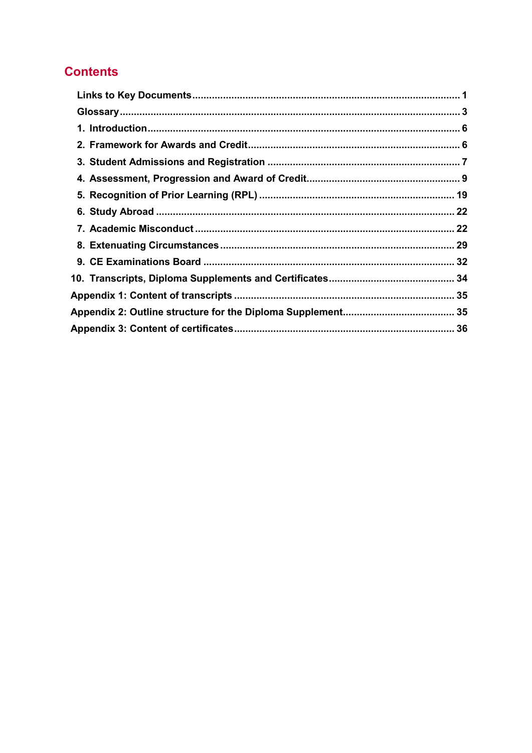## Contents

**Links to Key Documents** ............................................................................................. **1**

**Glossary** ......................................................................................................................... **3**

**1. Introduction** ................................................................................................................ **6**

**2. Framework for Awards and Credit** ........................................................................... **6**

**3. Student Admissions and Registration** ..................................................................... **7**

**4. Assessment, Progression and Award of Credit** ...................................................... **9**

**5. Recognition of Prior Learning (RPL)** ...................................................................... **19**

**6. Study Abroad** ............................................................................................................ **22**

**7. Academic Misconduct** ............................................................................................. **22**

**8. Extenuating Circumstances** .................................................................................... **29**

**9. CE Examinations Board** .......................................................................................... **32**

**10. Transcripts, Diploma Supplements and Certificates** ............................................ **34**

**Appendix 1: Content of transcripts** ............................................................................ **35**

**Appendix 2: Outline structure for the Diploma Supplement** ...................................... **35**

**Appendix 3: Content of certificates** ............................................................................. **36**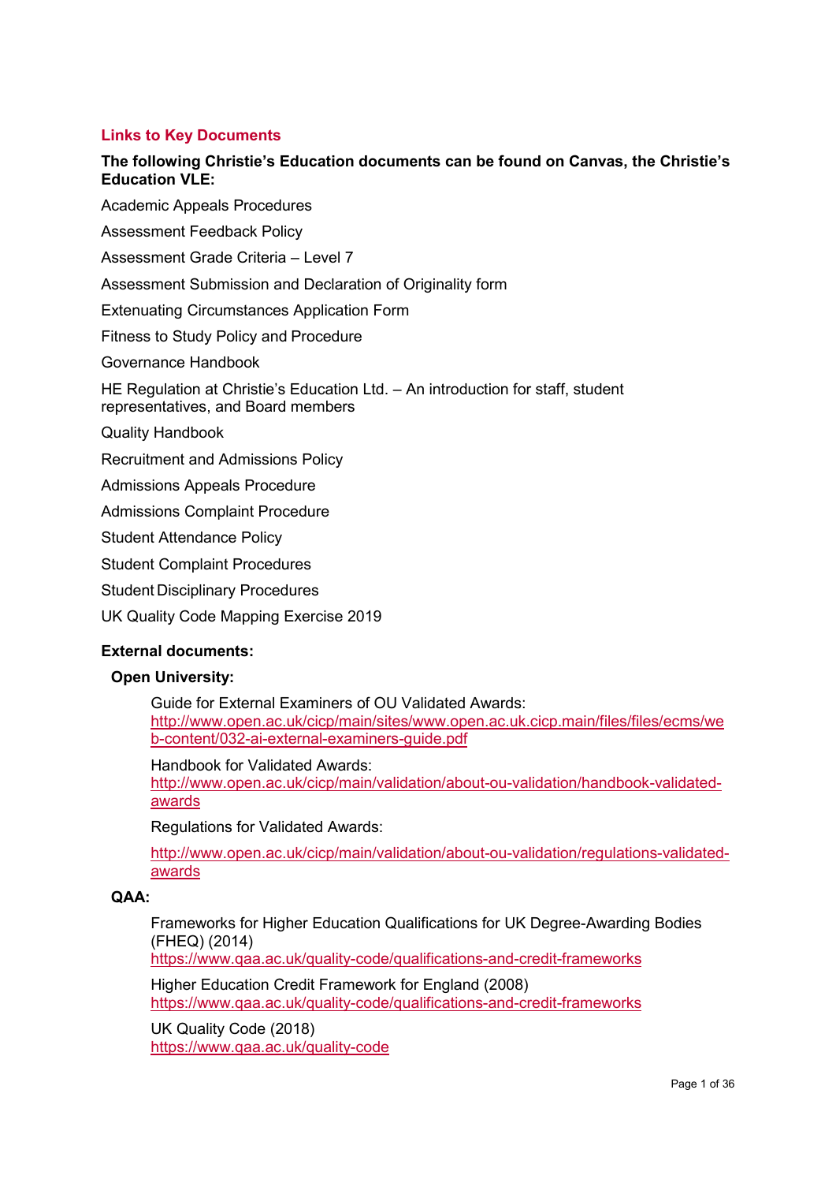## Links to Key Documents

**The following Christie's Education documents can be found on Canvas, the Christie's Education VLE:**

Academic Appeals Procedures

Assessment Feedback Policy

Assessment Grade Criteria – Level 7

Assessment Submission and Declaration of Originality form

Extenuating Circumstances Application Form

Fitness to Study Policy and Procedure

Governance Handbook

HE Regulation at Christie's Education Ltd. – An introduction for staff, student representatives, and Board members

Quality Handbook

Recruitment and Admissions Policy

Admissions Appeals Procedure

Admissions Complaint Procedure

Student Attendance Policy

Student Complaint Procedures

Student Disciplinary Procedures

UK Quality Code Mapping Exercise 2019

**External documents:**

**Open University:**

Guide for External Examiners of OU Validated Awards:
http://www.open.ac.uk/cicp/main/sites/www.open.ac.uk.cicp.main/files/files/ecms/web-content/032-ai-external-examiners-guide.pdf

Handbook for Validated Awards:
http://www.open.ac.uk/cicp/main/validation/about-ou-validation/handbook-validated-awards

Regulations for Validated Awards:

http://www.open.ac.uk/cicp/main/validation/about-ou-validation/regulations-validated-awards

**QAA:**

Frameworks for Higher Education Qualifications for UK Degree-Awarding Bodies (FHEQ) (2014)
https://www.qaa.ac.uk/quality-code/qualifications-and-credit-frameworks

Higher Education Credit Framework for England (2008)
https://www.qaa.ac.uk/quality-code/qualifications-and-credit-frameworks

UK Quality Code (2018)
https://www.qaa.ac.uk/quality-code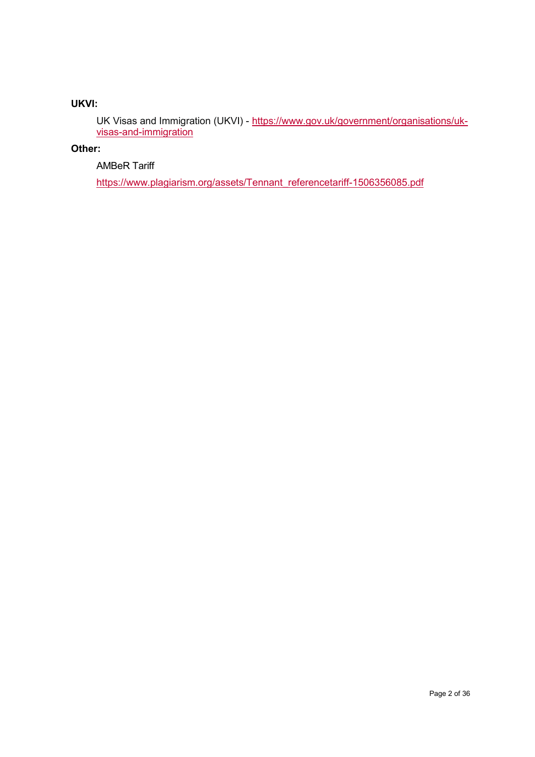**UKVI:**

UK Visas and Immigration (UKVI) - https://www.gov.uk/government/organisations/uk-visas-and-immigration

**Other:**

AMBeR Tariff

https://www.plagiarism.org/assets/Tennant_referencetariff-1506356085.pdf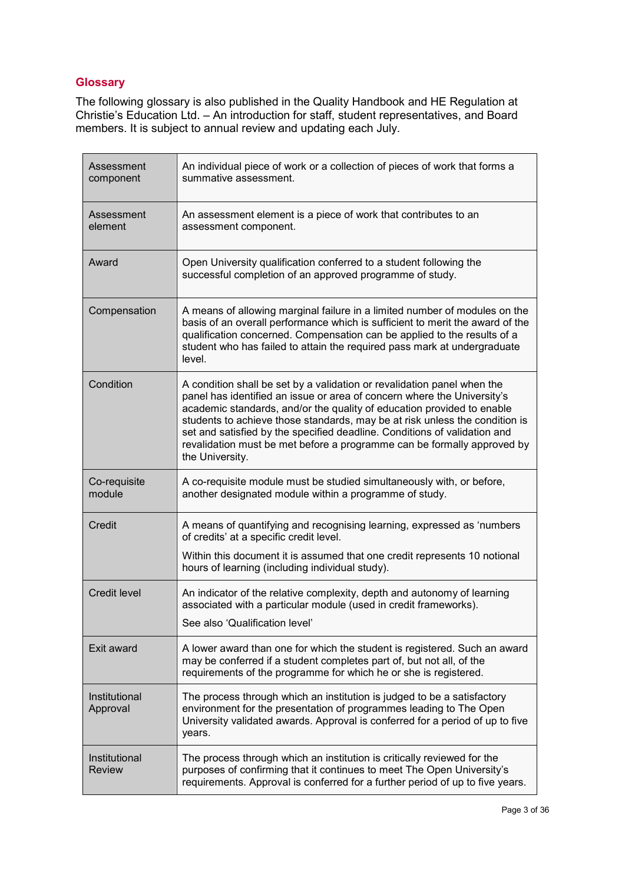## Glossary

The following glossary is also published in the Quality Handbook and HE Regulation at Christie's Education Ltd. – An introduction for staff, student representatives, and Board members. It is subject to annual review and updating each July.

| Term | Definition |
| --- | --- |
| Assessment component | An individual piece of work or a collection of pieces of work that forms a summative assessment. |
| Assessment element | An assessment element is a piece of work that contributes to an assessment component. |
| Award | Open University qualification conferred to a student following the successful completion of an approved programme of study. |
| Compensation | A means of allowing marginal failure in a limited number of modules on the basis of an overall performance which is sufficient to merit the award of the qualification concerned. Compensation can be applied to the results of a student who has failed to attain the required pass mark at undergraduate level. |
| Condition | A condition shall be set by a validation or revalidation panel when the panel has identified an issue or area of concern where the University's academic standards, and/or the quality of education provided to enable students to achieve those standards, may be at risk unless the condition is set and satisfied by the specified deadline. Conditions of validation and revalidation must be met before a programme can be formally approved by the University. |
| Co-requisite module | A co-requisite module must be studied simultaneously with, or before, another designated module within a programme of study. |
| Credit | A means of quantifying and recognising learning, expressed as 'numbers of credits' at a specific credit level.<br><br>Within this document it is assumed that one credit represents 10 notional hours of learning (including individual study). |
| Credit level | An indicator of the relative complexity, depth and autonomy of learning associated with a particular module (used in credit frameworks).<br><br>See also 'Qualification level' |
| Exit award | A lower award than one for which the student is registered. Such an award may be conferred if a student completes part of, but not all, of the requirements of the programme for which he or she is registered. |
| Institutional Approval | The process through which an institution is judged to be a satisfactory environment for the presentation of programmes leading to The Open University validated awards. Approval is conferred for a period of up to five years. |
| Institutional Review | The process through which an institution is critically reviewed for the purposes of confirming that it continues to meet The Open University's requirements. Approval is conferred for a further period of up to five years. |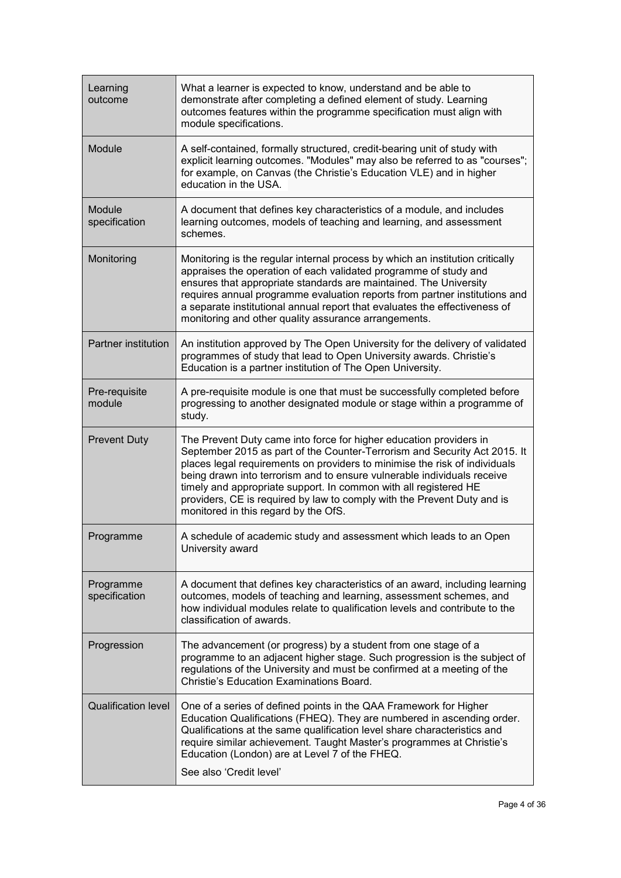| | |
|---|---|
| Learning outcome | What a learner is expected to know, understand and be able to demonstrate after completing a defined element of study. Learning outcomes features within the programme specification must align with module specifications. |
| Module | A self-contained, formally structured, credit-bearing unit of study with explicit learning outcomes. "Modules" may also be referred to as "courses"; for example, on Canvas (the Christie's Education VLE) and in higher education in the USA. |
| Module specification | A document that defines key characteristics of a module, and includes learning outcomes, models of teaching and learning, and assessment schemes. |
| Monitoring | Monitoring is the regular internal process by which an institution critically appraises the operation of each validated programme of study and ensures that appropriate standards are maintained. The University requires annual programme evaluation reports from partner institutions and a separate institutional annual report that evaluates the effectiveness of monitoring and other quality assurance arrangements. |
| Partner institution | An institution approved by The Open University for the delivery of validated programmes of study that lead to Open University awards. Christie's Education is a partner institution of The Open University. |
| Pre-requisite module | A pre-requisite module is one that must be successfully completed before progressing to another designated module or stage within a programme of study. |
| Prevent Duty | The Prevent Duty came into force for higher education providers in September 2015 as part of the Counter-Terrorism and Security Act 2015. It places legal requirements on providers to minimise the risk of individuals being drawn into terrorism and to ensure vulnerable individuals receive timely and appropriate support. In common with all registered HE providers, CE is required by law to comply with the Prevent Duty and is monitored in this regard by the OfS. |
| Programme | A schedule of academic study and assessment which leads to an Open University award |
| Programme specification | A document that defines key characteristics of an award, including learning outcomes, models of teaching and learning, assessment schemes, and how individual modules relate to qualification levels and contribute to the classification of awards. |
| Progression | The advancement (or progress) by a student from one stage of a programme to an adjacent higher stage. Such progression is the subject of regulations of the University and must be confirmed at a meeting of the Christie's Education Examinations Board. |
| Qualification level | One of a series of defined points in the QAA Framework for Higher Education Qualifications (FHEQ). They are numbered in ascending order. Qualifications at the same qualification level share characteristics and require similar achievement. Taught Master's programmes at Christie's Education (London) are at Level 7 of the FHEQ.<br><br>See also 'Credit level' |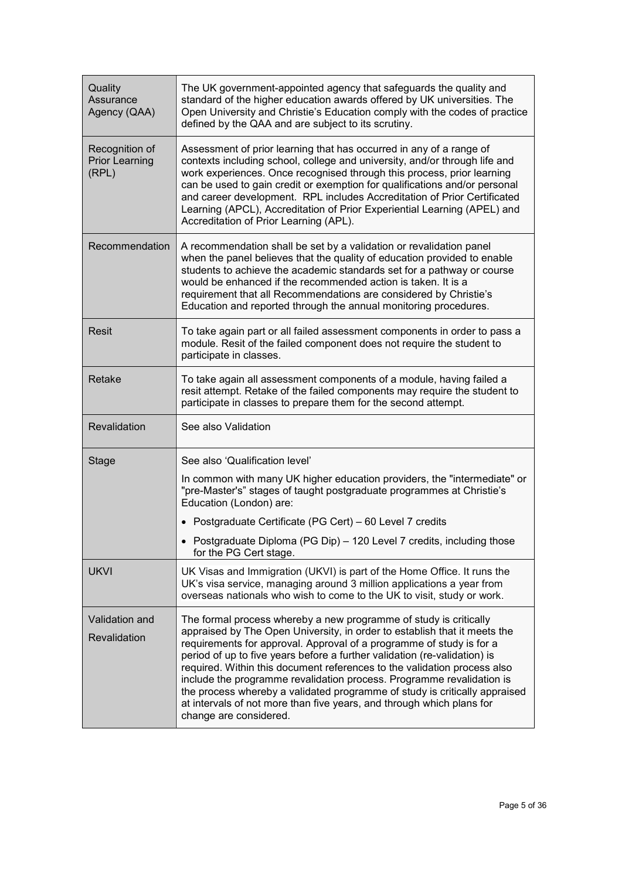| | |
|---|---|
| Quality Assurance Agency (QAA) | The UK government-appointed agency that safeguards the quality and standard of the higher education awards offered by UK universities. The Open University and Christie's Education comply with the codes of practice defined by the QAA and are subject to its scrutiny. |
| Recognition of Prior Learning (RPL) | Assessment of prior learning that has occurred in any of a range of contexts including school, college and university, and/or through life and work experiences. Once recognised through this process, prior learning can be used to gain credit or exemption for qualifications and/or personal and career development. RPL includes Accreditation of Prior Certificated Learning (APCL), Accreditation of Prior Experiential Learning (APEL) and Accreditation of Prior Learning (APL). |
| Recommendation | A recommendation shall be set by a validation or revalidation panel when the panel believes that the quality of education provided to enable students to achieve the academic standards set for a pathway or course would be enhanced if the recommended action is taken. It is a requirement that all Recommendations are considered by Christie's Education and reported through the annual monitoring procedures. |
| Resit | To take again part or all failed assessment components in order to pass a module. Resit of the failed component does not require the student to participate in classes. |
| Retake | To take again all assessment components of a module, having failed a resit attempt. Retake of the failed components may require the student to participate in classes to prepare them for the second attempt. |
| Revalidation | See also Validation |
| Stage | See also 'Qualification level'<br><br>In common with many UK higher education providers, the "intermediate" or "pre-Master's" stages of taught postgraduate programmes at Christie's Education (London) are:<br><br>• Postgraduate Certificate (PG Cert) – 60 Level 7 credits<br><br>• Postgraduate Diploma (PG Dip) – 120 Level 7 credits, including those for the PG Cert stage. |
| UKVI | UK Visas and Immigration (UKVI) is part of the Home Office. It runs the UK's visa service, managing around 3 million applications a year from overseas nationals who wish to come to the UK to visit, study or work. |
| Validation and Revalidation | The formal process whereby a new programme of study is critically appraised by The Open University, in order to establish that it meets the requirements for approval. Approval of a programme of study is for a period of up to five years before a further validation (re-validation) is required. Within this document references to the validation process also include the programme revalidation process. Programme revalidation is the process whereby a validated programme of study is critically appraised at intervals of not more than five years, and through which plans for change are considered. |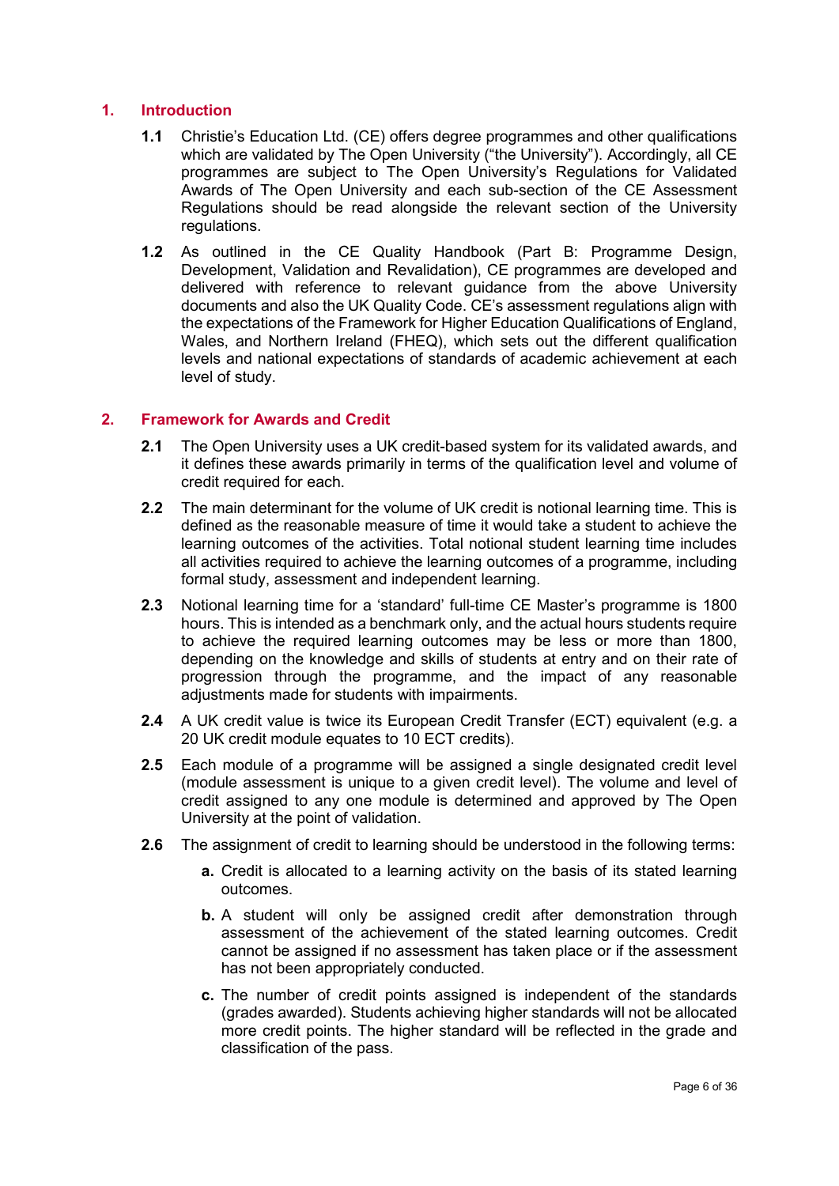## 1. Introduction

**1.1** Christie's Education Ltd. (CE) offers degree programmes and other qualifications which are validated by The Open University ("the University"). Accordingly, all CE programmes are subject to The Open University's Regulations for Validated Awards of The Open University and each sub-section of the CE Assessment Regulations should be read alongside the relevant section of the University regulations.

**1.2** As outlined in the CE Quality Handbook (Part B: Programme Design, Development, Validation and Revalidation), CE programmes are developed and delivered with reference to relevant guidance from the above University documents and also the UK Quality Code. CE's assessment regulations align with the expectations of the Framework for Higher Education Qualifications of England, Wales, and Northern Ireland (FHEQ), which sets out the different qualification levels and national expectations of standards of academic achievement at each level of study.

## 2. Framework for Awards and Credit

**2.1** The Open University uses a UK credit-based system for its validated awards, and it defines these awards primarily in terms of the qualification level and volume of credit required for each.

**2.2** The main determinant for the volume of UK credit is notional learning time. This is defined as the reasonable measure of time it would take a student to achieve the learning outcomes of the activities. Total notional student learning time includes all activities required to achieve the learning outcomes of a programme, including formal study, assessment and independent learning.

**2.3** Notional learning time for a 'standard' full-time CE Master's programme is 1800 hours. This is intended as a benchmark only, and the actual hours students require to achieve the required learning outcomes may be less or more than 1800, depending on the knowledge and skills of students at entry and on their rate of progression through the programme, and the impact of any reasonable adjustments made for students with impairments.

**2.4** A UK credit value is twice its European Credit Transfer (ECT) equivalent (e.g. a 20 UK credit module equates to 10 ECT credits).

**2.5** Each module of a programme will be assigned a single designated credit level (module assessment is unique to a given credit level). The volume and level of credit assigned to any one module is determined and approved by The Open University at the point of validation.

**2.6** The assignment of credit to learning should be understood in the following terms:

- **a.** Credit is allocated to a learning activity on the basis of its stated learning outcomes.
- **b.** A student will only be assigned credit after demonstration through assessment of the achievement of the stated learning outcomes. Credit cannot be assigned if no assessment has taken place or if the assessment has not been appropriately conducted.
- **c.** The number of credit points assigned is independent of the standards (grades awarded). Students achieving higher standards will not be allocated more credit points. The higher standard will be reflected in the grade and classification of the pass.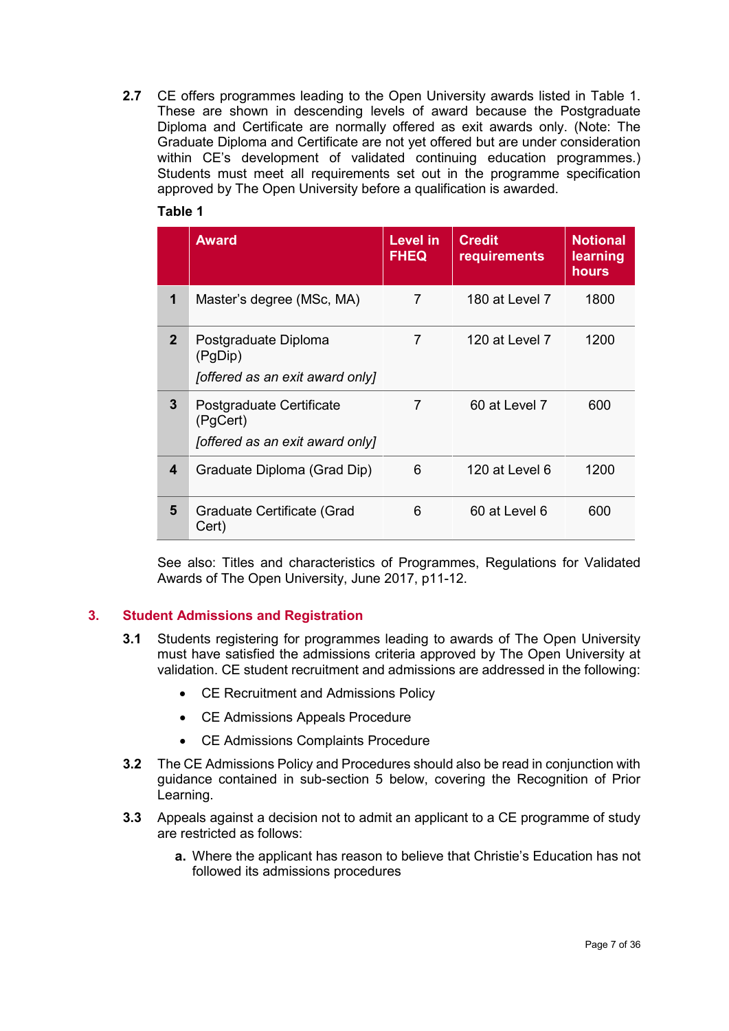**2.7** CE offers programmes leading to the Open University awards listed in Table 1. These are shown in descending levels of award because the Postgraduate Diploma and Certificate are normally offered as exit awards only. (Note: The Graduate Diploma and Certificate are not yet offered but are under consideration within CE's development of validated continuing education programmes.) Students must meet all requirements set out in the programme specification approved by The Open University before a qualification is awarded.

**Table 1**

| | Award | Level in FHEQ | Credit requirements | Notional learning hours |
|---|---|---|---|---|
| **1** | Master's degree (MSc, MA) | 7 | 180 at Level 7 | 1800 |
| **2** | Postgraduate Diploma (PgDip) *[offered as an exit award only]* | 7 | 120 at Level 7 | 1200 |
| **3** | Postgraduate Certificate (PgCert) *[offered as an exit award only]* | 7 | 60 at Level 7 | 600 |
| **4** | Graduate Diploma (Grad Dip) | 6 | 120 at Level 6 | 1200 |
| **5** | Graduate Certificate (Grad Cert) | 6 | 60 at Level 6 | 600 |

See also: Titles and characteristics of Programmes, Regulations for Validated Awards of The Open University, June 2017, p11-12.

## 3. Student Admissions and Registration

**3.1** Students registering for programmes leading to awards of The Open University must have satisfied the admissions criteria approved by The Open University at validation. CE student recruitment and admissions are addressed in the following:

- CE Recruitment and Admissions Policy
- CE Admissions Appeals Procedure
- CE Admissions Complaints Procedure

**3.2** The CE Admissions Policy and Procedures should also be read in conjunction with guidance contained in sub-section 5 below, covering the Recognition of Prior Learning.

**3.3** Appeals against a decision not to admit an applicant to a CE programme of study are restricted as follows:

**a.** Where the applicant has reason to believe that Christie's Education has not followed its admissions procedures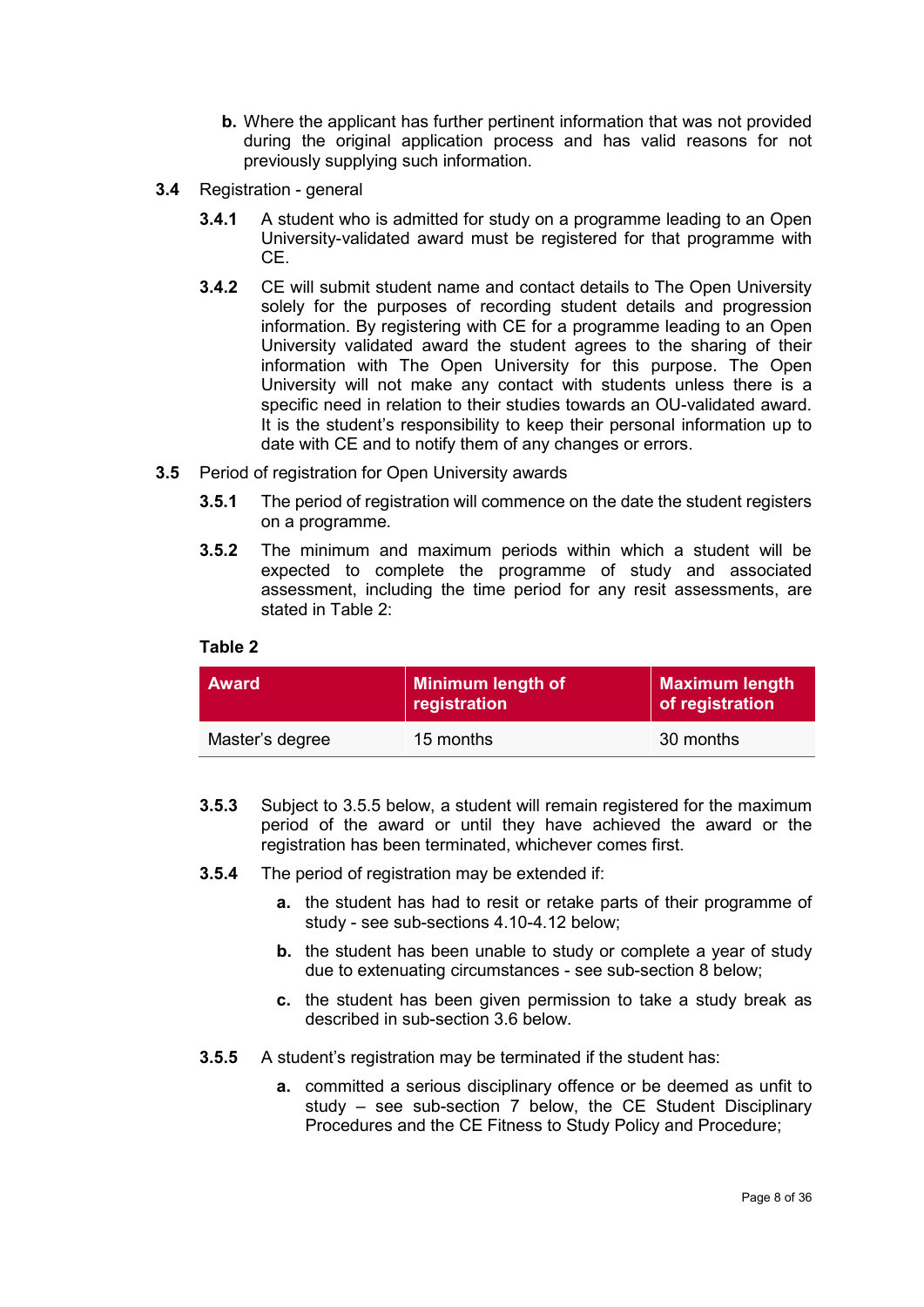**b.** Where the applicant has further pertinent information that was not provided during the original application process and has valid reasons for not previously supplying such information.

**3.4** Registration - general

**3.4.1** A student who is admitted for study on a programme leading to an Open University-validated award must be registered for that programme with CE.

**3.4.2** CE will submit student name and contact details to The Open University solely for the purposes of recording student details and progression information. By registering with CE for a programme leading to an Open University validated award the student agrees to the sharing of their information with The Open University for this purpose. The Open University will not make any contact with students unless there is a specific need in relation to their studies towards an OU-validated award. It is the student's responsibility to keep their personal information up to date with CE and to notify them of any changes or errors.

**3.5** Period of registration for Open University awards

**3.5.1** The period of registration will commence on the date the student registers on a programme.

**3.5.2** The minimum and maximum periods within which a student will be expected to complete the programme of study and associated assessment, including the time period for any resit assessments, are stated in Table 2:

**Table 2**

| Award | Minimum length of registration | Maximum length of registration |
|---|---|---|
| Master's degree | 15 months | 30 months |

**3.5.3** Subject to 3.5.5 below, a student will remain registered for the maximum period of the award or until they have achieved the award or the registration has been terminated, whichever comes first.

**3.5.4** The period of registration may be extended if:

- **a.** the student has had to resit or retake parts of their programme of study - see sub-sections 4.10-4.12 below;
- **b.** the student has been unable to study or complete a year of study due to extenuating circumstances - see sub-section 8 below;
- **c.** the student has been given permission to take a study break as described in sub-section 3.6 below.

**3.5.5** A student's registration may be terminated if the student has:

- **a.** committed a serious disciplinary offence or be deemed as unfit to study – see sub-section 7 below, the CE Student Disciplinary Procedures and the CE Fitness to Study Policy and Procedure;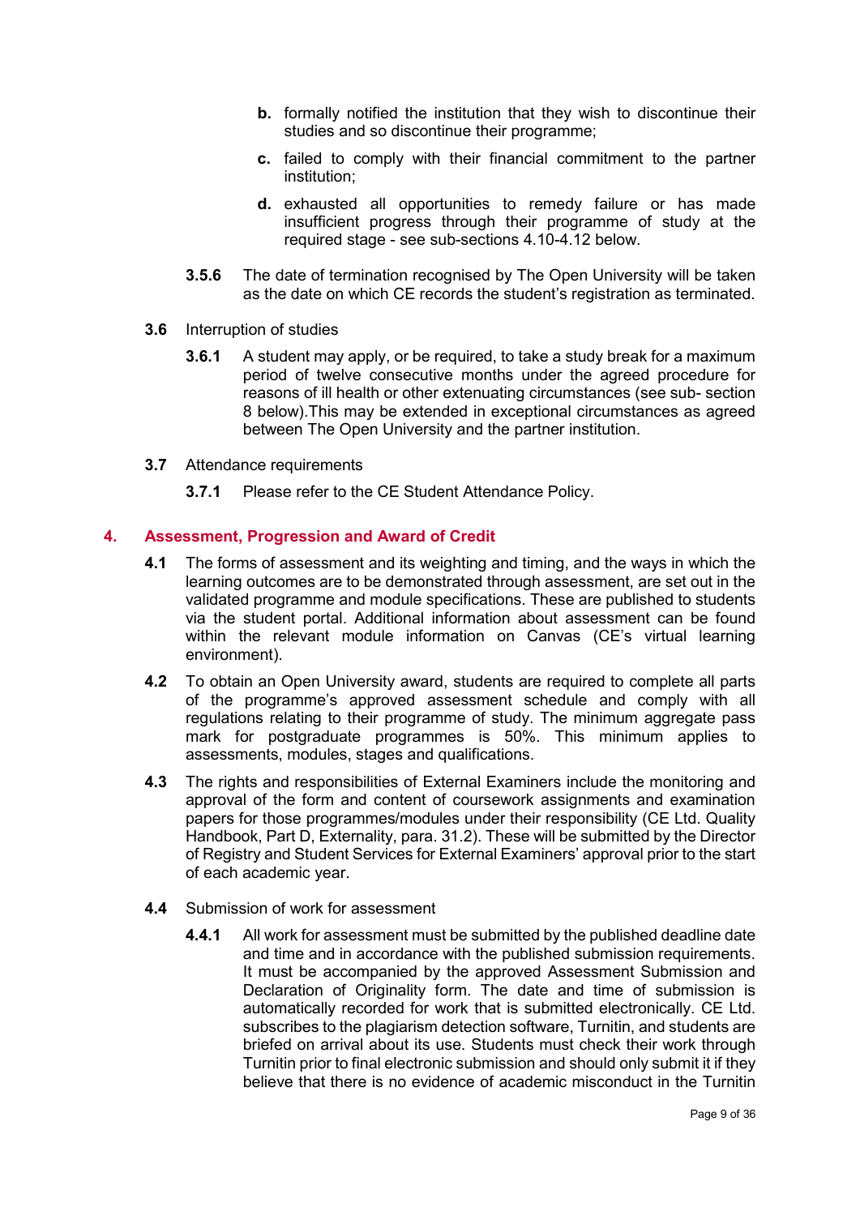b. formally notified the institution that they wish to discontinue their studies and so discontinue their programme;

c. failed to comply with their financial commitment to the partner institution;

d. exhausted all opportunities to remedy failure or has made insufficient progress through their programme of study at the required stage - see sub-sections 4.10-4.12 below.

**3.5.6** The date of termination recognised by The Open University will be taken as the date on which CE records the student's registration as terminated.

**3.6** Interruption of studies

**3.6.1** A student may apply, or be required, to take a study break for a maximum period of twelve consecutive months under the agreed procedure for reasons of ill health or other extenuating circumstances (see sub- section 8 below).This may be extended in exceptional circumstances as agreed between The Open University and the partner institution.

**3.7** Attendance requirements

**3.7.1** Please refer to the CE Student Attendance Policy.

## 4. Assessment, Progression and Award of Credit

**4.1** The forms of assessment and its weighting and timing, and the ways in which the learning outcomes are to be demonstrated through assessment, are set out in the validated programme and module specifications. These are published to students via the student portal. Additional information about assessment can be found within the relevant module information on Canvas (CE's virtual learning environment).

**4.2** To obtain an Open University award, students are required to complete all parts of the programme's approved assessment schedule and comply with all regulations relating to their programme of study. The minimum aggregate pass mark for postgraduate programmes is 50%. This minimum applies to assessments, modules, stages and qualifications.

**4.3** The rights and responsibilities of External Examiners include the monitoring and approval of the form and content of coursework assignments and examination papers for those programmes/modules under their responsibility (CE Ltd. Quality Handbook, Part D, Externality, para. 31.2). These will be submitted by the Director of Registry and Student Services for External Examiners' approval prior to the start of each academic year.

**4.4** Submission of work for assessment

**4.4.1** All work for assessment must be submitted by the published deadline date and time and in accordance with the published submission requirements. It must be accompanied by the approved Assessment Submission and Declaration of Originality form. The date and time of submission is automatically recorded for work that is submitted electronically. CE Ltd. subscribes to the plagiarism detection software, Turnitin, and students are briefed on arrival about its use. Students must check their work through Turnitin prior to final electronic submission and should only submit it if they believe that there is no evidence of academic misconduct in the Turnitin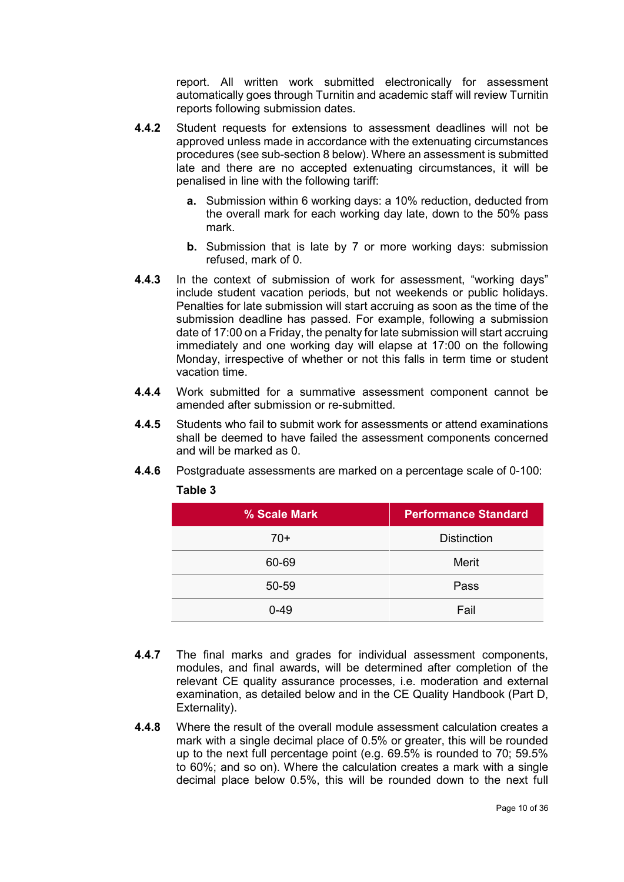report. All written work submitted electronically for assessment automatically goes through Turnitin and academic staff will review Turnitin reports following submission dates.

**4.4.2** Student requests for extensions to assessment deadlines will not be approved unless made in accordance with the extenuating circumstances procedures (see sub-section 8 below). Where an assessment is submitted late and there are no accepted extenuating circumstances, it will be penalised in line with the following tariff:

- **a.** Submission within 6 working days: a 10% reduction, deducted from the overall mark for each working day late, down to the 50% pass mark.
- **b.** Submission that is late by 7 or more working days: submission refused, mark of 0.

**4.4.3** In the context of submission of work for assessment, "working days" include student vacation periods, but not weekends or public holidays. Penalties for late submission will start accruing as soon as the time of the submission deadline has passed. For example, following a submission date of 17:00 on a Friday, the penalty for late submission will start accruing immediately and one working day will elapse at 17:00 on the following Monday, irrespective of whether or not this falls in term time or student vacation time.

**4.4.4** Work submitted for a summative assessment component cannot be amended after submission or re-submitted.

**4.4.5** Students who fail to submit work for assessments or attend examinations shall be deemed to have failed the assessment components concerned and will be marked as 0.

**4.4.6** Postgraduate assessments are marked on a percentage scale of 0-100:

**Table 3**

| % Scale Mark | Performance Standard |
|---|---|
| 70+ | Distinction |
| 60-69 | Merit |
| 50-59 | Pass |
| 0-49 | Fail |

**4.4.7** The final marks and grades for individual assessment components, modules, and final awards, will be determined after completion of the relevant CE quality assurance processes, i.e. moderation and external examination, as detailed below and in the CE Quality Handbook (Part D, Externality).

**4.4.8** Where the result of the overall module assessment calculation creates a mark with a single decimal place of 0.5% or greater, this will be rounded up to the next full percentage point (e.g. 69.5% is rounded to 70; 59.5% to 60%; and so on). Where the calculation creates a mark with a single decimal place below 0.5%, this will be rounded down to the next full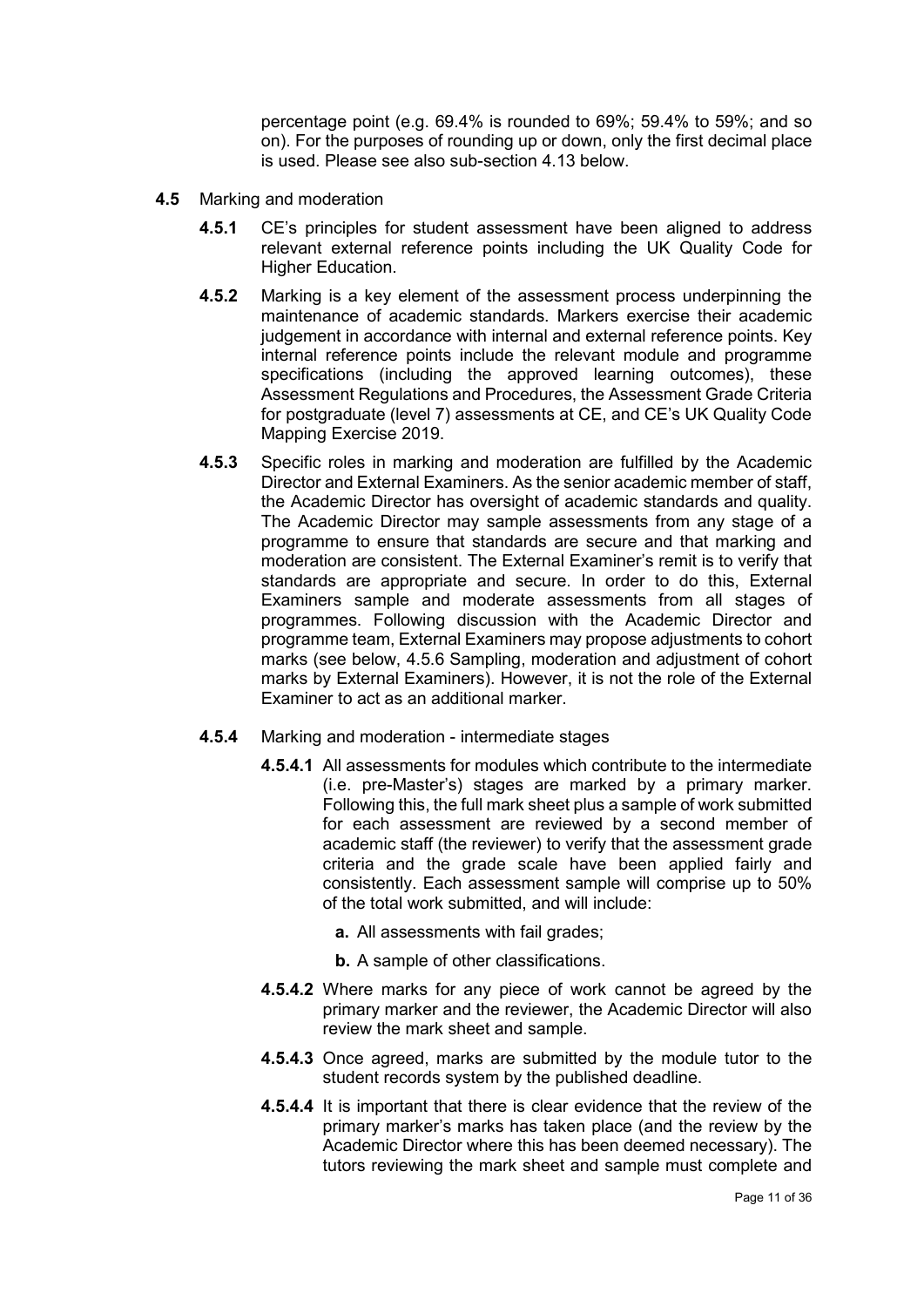percentage point (e.g. 69.4% is rounded to 69%; 59.4% to 59%; and so on). For the purposes of rounding up or down, only the first decimal place is used. Please see also sub-section 4.13 below.

**4.5** Marking and moderation

**4.5.1** CE's principles for student assessment have been aligned to address relevant external reference points including the UK Quality Code for Higher Education.

**4.5.2** Marking is a key element of the assessment process underpinning the maintenance of academic standards. Markers exercise their academic judgement in accordance with internal and external reference points. Key internal reference points include the relevant module and programme specifications (including the approved learning outcomes), these Assessment Regulations and Procedures, the Assessment Grade Criteria for postgraduate (level 7) assessments at CE, and CE's UK Quality Code Mapping Exercise 2019.

**4.5.3** Specific roles in marking and moderation are fulfilled by the Academic Director and External Examiners. As the senior academic member of staff, the Academic Director has oversight of academic standards and quality. The Academic Director may sample assessments from any stage of a programme to ensure that standards are secure and that marking and moderation are consistent. The External Examiner's remit is to verify that standards are appropriate and secure. In order to do this, External Examiners sample and moderate assessments from all stages of programmes. Following discussion with the Academic Director and programme team, External Examiners may propose adjustments to cohort marks (see below, 4.5.6 Sampling, moderation and adjustment of cohort marks by External Examiners). However, it is not the role of the External Examiner to act as an additional marker.

**4.5.4** Marking and moderation - intermediate stages

**4.5.4.1** All assessments for modules which contribute to the intermediate (i.e. pre-Master's) stages are marked by a primary marker. Following this, the full mark sheet plus a sample of work submitted for each assessment are reviewed by a second member of academic staff (the reviewer) to verify that the assessment grade criteria and the grade scale have been applied fairly and consistently. Each assessment sample will comprise up to 50% of the total work submitted, and will include:

- **a.** All assessments with fail grades;
- **b.** A sample of other classifications.

**4.5.4.2** Where marks for any piece of work cannot be agreed by the primary marker and the reviewer, the Academic Director will also review the mark sheet and sample.

**4.5.4.3** Once agreed, marks are submitted by the module tutor to the student records system by the published deadline.

**4.5.4.4** It is important that there is clear evidence that the review of the primary marker's marks has taken place (and the review by the Academic Director where this has been deemed necessary). The tutors reviewing the mark sheet and sample must complete and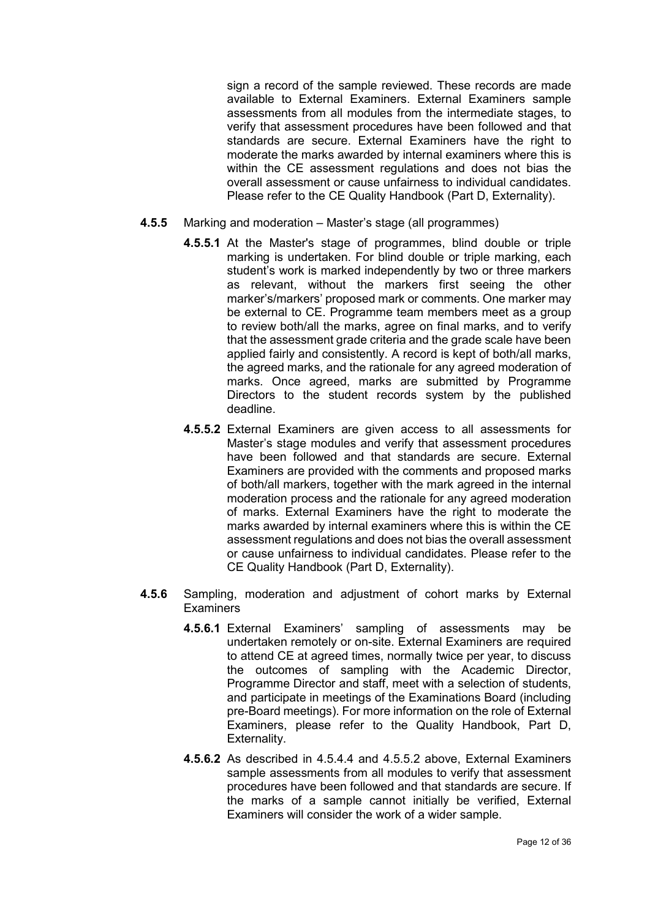sign a record of the sample reviewed. These records are made available to External Examiners. External Examiners sample assessments from all modules from the intermediate stages, to verify that assessment procedures have been followed and that standards are secure. External Examiners have the right to moderate the marks awarded by internal examiners where this is within the CE assessment regulations and does not bias the overall assessment or cause unfairness to individual candidates. Please refer to the CE Quality Handbook (Part D, Externality).

**4.5.5** Marking and moderation – Master’s stage (all programmes)

**4.5.5.1** At the Master's stage of programmes, blind double or triple marking is undertaken. For blind double or triple marking, each student’s work is marked independently by two or three markers as relevant, without the markers first seeing the other marker’s/markers’ proposed mark or comments. One marker may be external to CE. Programme team members meet as a group to review both/all the marks, agree on final marks, and to verify that the assessment grade criteria and the grade scale have been applied fairly and consistently. A record is kept of both/all marks, the agreed marks, and the rationale for any agreed moderation of marks. Once agreed, marks are submitted by Programme Directors to the student records system by the published deadline.

**4.5.5.2** External Examiners are given access to all assessments for Master’s stage modules and verify that assessment procedures have been followed and that standards are secure. External Examiners are provided with the comments and proposed marks of both/all markers, together with the mark agreed in the internal moderation process and the rationale for any agreed moderation of marks. External Examiners have the right to moderate the marks awarded by internal examiners where this is within the CE assessment regulations and does not bias the overall assessment or cause unfairness to individual candidates. Please refer to the CE Quality Handbook (Part D, Externality).

**4.5.6** Sampling, moderation and adjustment of cohort marks by External Examiners

**4.5.6.1** External Examiners’ sampling of assessments may be undertaken remotely or on-site. External Examiners are required to attend CE at agreed times, normally twice per year, to discuss the outcomes of sampling with the Academic Director, Programme Director and staff, meet with a selection of students, and participate in meetings of the Examinations Board (including pre-Board meetings). For more information on the role of External Examiners, please refer to the Quality Handbook, Part D, Externality.

**4.5.6.2** As described in 4.5.4.4 and 4.5.5.2 above, External Examiners sample assessments from all modules to verify that assessment procedures have been followed and that standards are secure. If the marks of a sample cannot initially be verified, External Examiners will consider the work of a wider sample.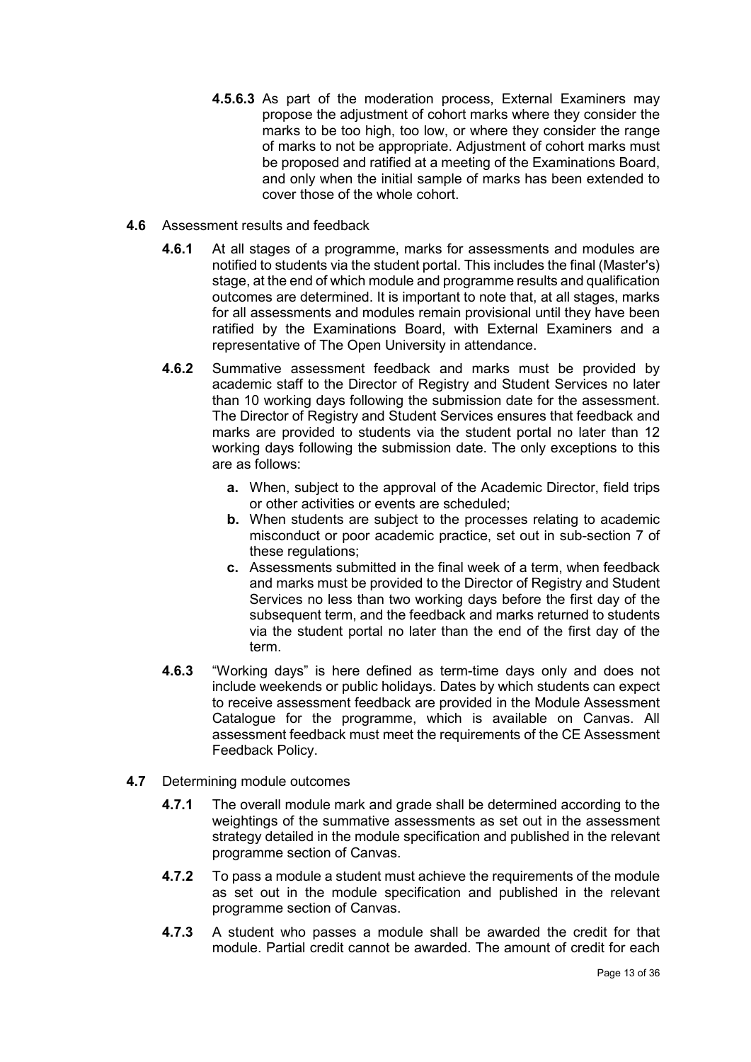**4.5.6.3** As part of the moderation process, External Examiners may propose the adjustment of cohort marks where they consider the marks to be too high, too low, or where they consider the range of marks to not be appropriate. Adjustment of cohort marks must be proposed and ratified at a meeting of the Examinations Board, and only when the initial sample of marks has been extended to cover those of the whole cohort.

**4.6** Assessment results and feedback

**4.6.1** At all stages of a programme, marks for assessments and modules are notified to students via the student portal. This includes the final (Master's) stage, at the end of which module and programme results and qualification outcomes are determined. It is important to note that, at all stages, marks for all assessments and modules remain provisional until they have been ratified by the Examinations Board, with External Examiners and a representative of The Open University in attendance.

**4.6.2** Summative assessment feedback and marks must be provided by academic staff to the Director of Registry and Student Services no later than 10 working days following the submission date for the assessment. The Director of Registry and Student Services ensures that feedback and marks are provided to students via the student portal no later than 12 working days following the submission date. The only exceptions to this are as follows:

- **a.** When, subject to the approval of the Academic Director, field trips or other activities or events are scheduled;
- **b.** When students are subject to the processes relating to academic misconduct or poor academic practice, set out in sub-section 7 of these regulations;
- **c.** Assessments submitted in the final week of a term, when feedback and marks must be provided to the Director of Registry and Student Services no less than two working days before the first day of the subsequent term, and the feedback and marks returned to students via the student portal no later than the end of the first day of the term.

**4.6.3** "Working days" is here defined as term-time days only and does not include weekends or public holidays. Dates by which students can expect to receive assessment feedback are provided in the Module Assessment Catalogue for the programme, which is available on Canvas. All assessment feedback must meet the requirements of the CE Assessment Feedback Policy.

**4.7** Determining module outcomes

**4.7.1** The overall module mark and grade shall be determined according to the weightings of the summative assessments as set out in the assessment strategy detailed in the module specification and published in the relevant programme section of Canvas.

**4.7.2** To pass a module a student must achieve the requirements of the module as set out in the module specification and published in the relevant programme section of Canvas.

**4.7.3** A student who passes a module shall be awarded the credit for that module. Partial credit cannot be awarded. The amount of credit for each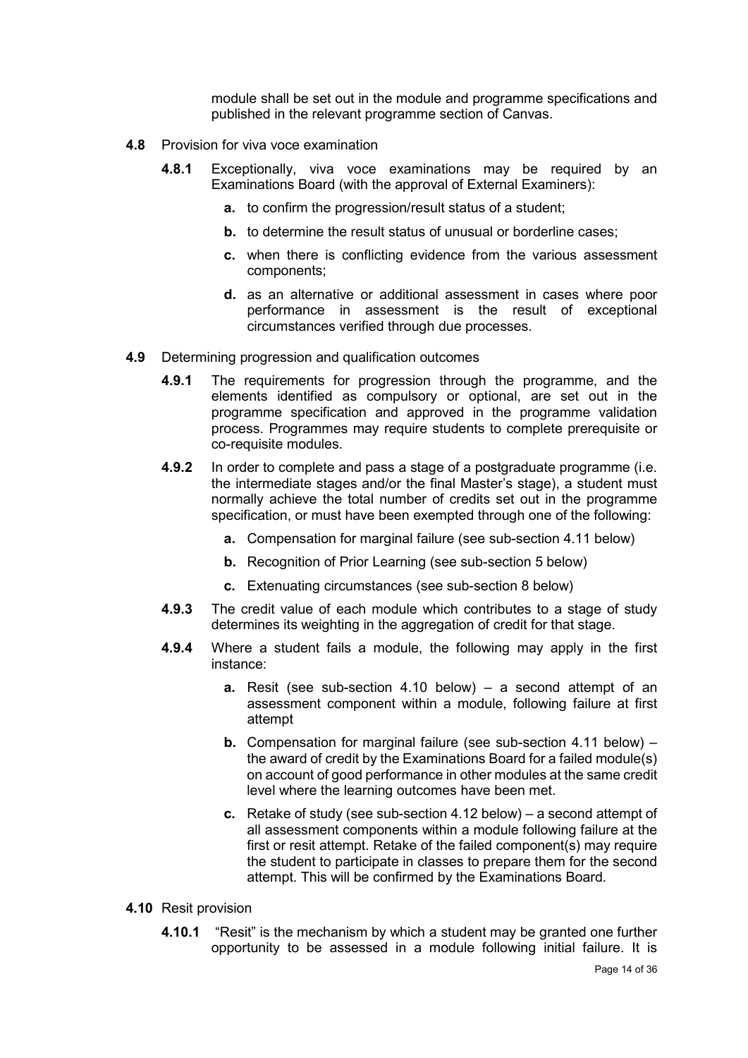module shall be set out in the module and programme specifications and published in the relevant programme section of Canvas.

**4.8** Provision for viva voce examination

**4.8.1** Exceptionally, viva voce examinations may be required by an Examinations Board (with the approval of External Examiners):

- **a.** to confirm the progression/result status of a student;
- **b.** to determine the result status of unusual or borderline cases;
- **c.** when there is conflicting evidence from the various assessment components;
- **d.** as an alternative or additional assessment in cases where poor performance in assessment is the result of exceptional circumstances verified through due processes.

**4.9** Determining progression and qualification outcomes

**4.9.1** The requirements for progression through the programme, and the elements identified as compulsory or optional, are set out in the programme specification and approved in the programme validation process. Programmes may require students to complete prerequisite or co-requisite modules.

**4.9.2** In order to complete and pass a stage of a postgraduate programme (i.e. the intermediate stages and/or the final Master's stage), a student must normally achieve the total number of credits set out in the programme specification, or must have been exempted through one of the following:

- **a.** Compensation for marginal failure (see sub-section 4.11 below)
- **b.** Recognition of Prior Learning (see sub-section 5 below)
- **c.** Extenuating circumstances (see sub-section 8 below)

**4.9.3** The credit value of each module which contributes to a stage of study determines its weighting in the aggregation of credit for that stage.

**4.9.4** Where a student fails a module, the following may apply in the first instance:

- **a.** Resit (see sub-section 4.10 below) – a second attempt of an assessment component within a module, following failure at first attempt
- **b.** Compensation for marginal failure (see sub-section 4.11 below) – the award of credit by the Examinations Board for a failed module(s) on account of good performance in other modules at the same credit level where the learning outcomes have been met.
- **c.** Retake of study (see sub-section 4.12 below) – a second attempt of all assessment components within a module following failure at the first or resit attempt. Retake of the failed component(s) may require the student to participate in classes to prepare them for the second attempt. This will be confirmed by the Examinations Board.

**4.10** Resit provision

**4.10.1** "Resit" is the mechanism by which a student may be granted one further opportunity to be assessed in a module following initial failure. It is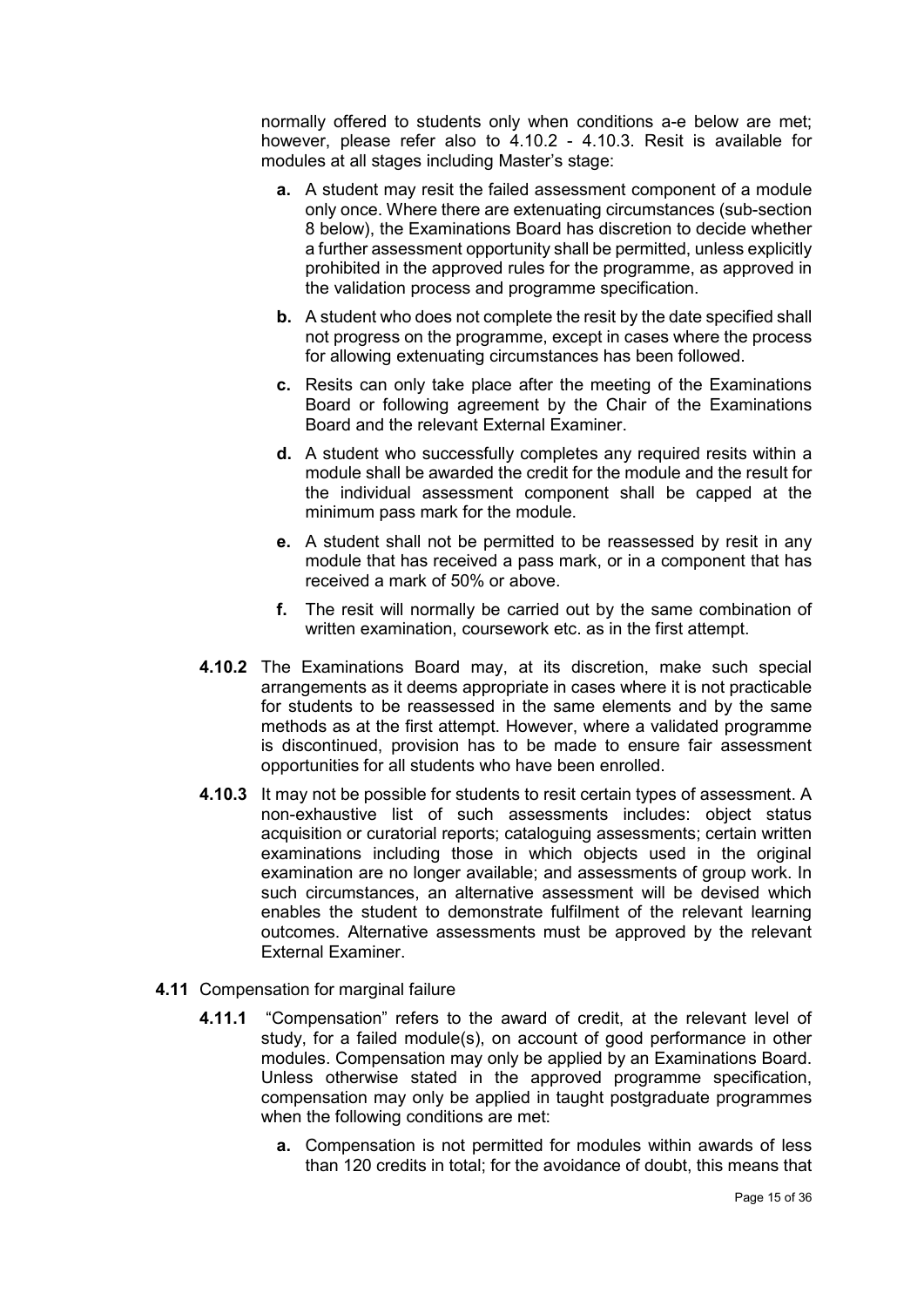normally offered to students only when conditions a-e below are met; however, please refer also to 4.10.2 - 4.10.3. Resit is available for modules at all stages including Master's stage:

- **a.** A student may resit the failed assessment component of a module only once. Where there are extenuating circumstances (sub-section 8 below), the Examinations Board has discretion to decide whether a further assessment opportunity shall be permitted, unless explicitly prohibited in the approved rules for the programme, as approved in the validation process and programme specification.
- **b.** A student who does not complete the resit by the date specified shall not progress on the programme, except in cases where the process for allowing extenuating circumstances has been followed.
- **c.** Resits can only take place after the meeting of the Examinations Board or following agreement by the Chair of the Examinations Board and the relevant External Examiner.
- **d.** A student who successfully completes any required resits within a module shall be awarded the credit for the module and the result for the individual assessment component shall be capped at the minimum pass mark for the module.
- **e.** A student shall not be permitted to be reassessed by resit in any module that has received a pass mark, or in a component that has received a mark of 50% or above.
- **f.** The resit will normally be carried out by the same combination of written examination, coursework etc. as in the first attempt.

**4.10.2** The Examinations Board may, at its discretion, make such special arrangements as it deems appropriate in cases where it is not practicable for students to be reassessed in the same elements and by the same methods as at the first attempt. However, where a validated programme is discontinued, provision has to be made to ensure fair assessment opportunities for all students who have been enrolled.

**4.10.3** It may not be possible for students to resit certain types of assessment. A non-exhaustive list of such assessments includes: object status acquisition or curatorial reports; cataloguing assessments; certain written examinations including those in which objects used in the original examination are no longer available; and assessments of group work. In such circumstances, an alternative assessment will be devised which enables the student to demonstrate fulfilment of the relevant learning outcomes. Alternative assessments must be approved by the relevant External Examiner.

**4.11** Compensation for marginal failure

**4.11.1** "Compensation" refers to the award of credit, at the relevant level of study, for a failed module(s), on account of good performance in other modules. Compensation may only be applied by an Examinations Board. Unless otherwise stated in the approved programme specification, compensation may only be applied in taught postgraduate programmes when the following conditions are met:

- **a.** Compensation is not permitted for modules within awards of less than 120 credits in total; for the avoidance of doubt, this means that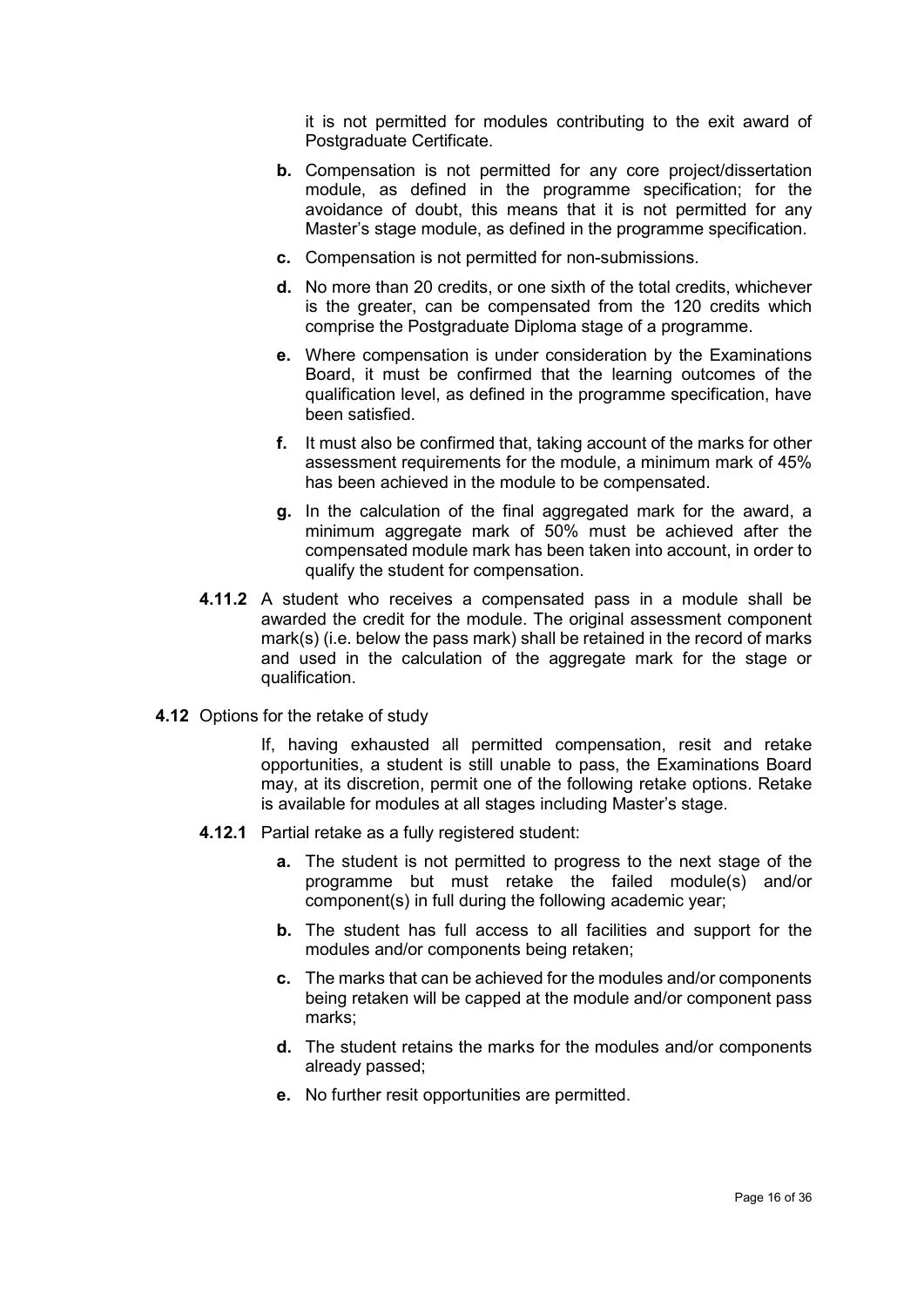it is not permitted for modules contributing to the exit award of Postgraduate Certificate.

- **b.** Compensation is not permitted for any core project/dissertation module, as defined in the programme specification; for the avoidance of doubt, this means that it is not permitted for any Master's stage module, as defined in the programme specification.
- **c.** Compensation is not permitted for non-submissions.
- **d.** No more than 20 credits, or one sixth of the total credits, whichever is the greater, can be compensated from the 120 credits which comprise the Postgraduate Diploma stage of a programme.
- **e.** Where compensation is under consideration by the Examinations Board, it must be confirmed that the learning outcomes of the qualification level, as defined in the programme specification, have been satisfied.
- **f.** It must also be confirmed that, taking account of the marks for other assessment requirements for the module, a minimum mark of 45% has been achieved in the module to be compensated.
- **g.** In the calculation of the final aggregated mark for the award, a minimum aggregate mark of 50% must be achieved after the compensated module mark has been taken into account, in order to qualify the student for compensation.

**4.11.2** A student who receives a compensated pass in a module shall be awarded the credit for the module. The original assessment component mark(s) (i.e. below the pass mark) shall be retained in the record of marks and used in the calculation of the aggregate mark for the stage or qualification.

**4.12** Options for the retake of study

If, having exhausted all permitted compensation, resit and retake opportunities, a student is still unable to pass, the Examinations Board may, at its discretion, permit one of the following retake options. Retake is available for modules at all stages including Master's stage.

**4.12.1** Partial retake as a fully registered student:

- **a.** The student is not permitted to progress to the next stage of the programme but must retake the failed module(s) and/or component(s) in full during the following academic year;
- **b.** The student has full access to all facilities and support for the modules and/or components being retaken;
- **c.** The marks that can be achieved for the modules and/or components being retaken will be capped at the module and/or component pass marks;
- **d.** The student retains the marks for the modules and/or components already passed;
- **e.** No further resit opportunities are permitted.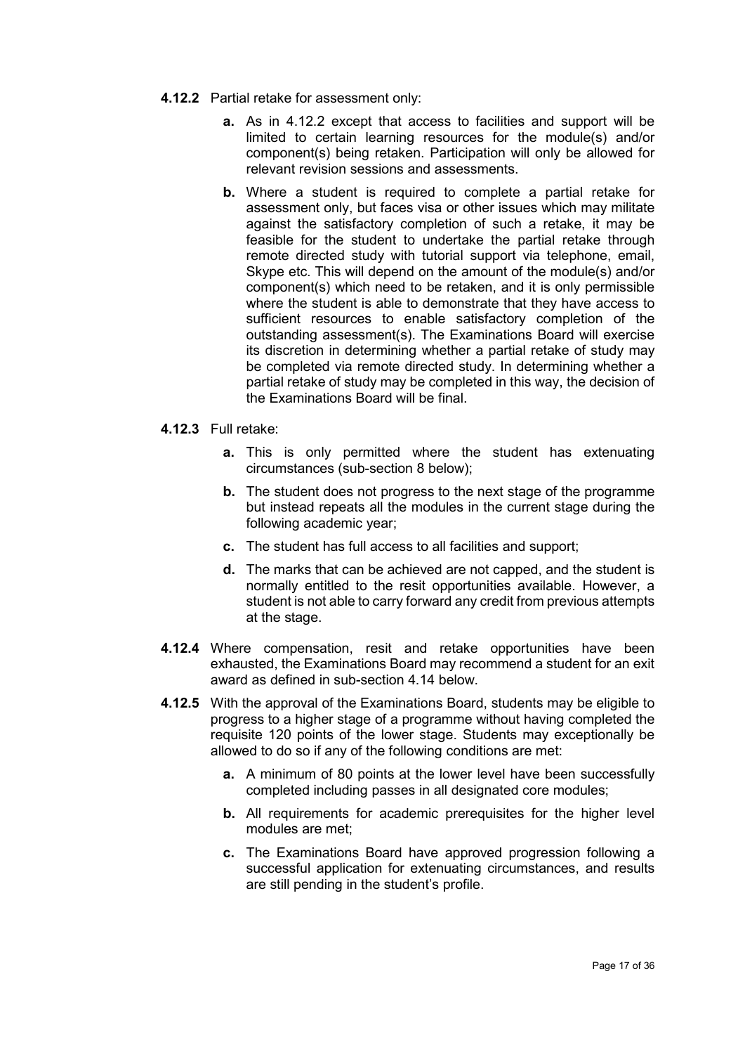**4.12.2** Partial retake for assessment only:

- **a.** As in 4.12.2 except that access to facilities and support will be limited to certain learning resources for the module(s) and/or component(s) being retaken. Participation will only be allowed for relevant revision sessions and assessments.
- **b.** Where a student is required to complete a partial retake for assessment only, but faces visa or other issues which may militate against the satisfactory completion of such a retake, it may be feasible for the student to undertake the partial retake through remote directed study with tutorial support via telephone, email, Skype etc. This will depend on the amount of the module(s) and/or component(s) which need to be retaken, and it is only permissible where the student is able to demonstrate that they have access to sufficient resources to enable satisfactory completion of the outstanding assessment(s). The Examinations Board will exercise its discretion in determining whether a partial retake of study may be completed via remote directed study. In determining whether a partial retake of study may be completed in this way, the decision of the Examinations Board will be final.

**4.12.3** Full retake:

- **a.** This is only permitted where the student has extenuating circumstances (sub-section 8 below);
- **b.** The student does not progress to the next stage of the programme but instead repeats all the modules in the current stage during the following academic year;
- **c.** The student has full access to all facilities and support;
- **d.** The marks that can be achieved are not capped, and the student is normally entitled to the resit opportunities available. However, a student is not able to carry forward any credit from previous attempts at the stage.

**4.12.4** Where compensation, resit and retake opportunities have been exhausted, the Examinations Board may recommend a student for an exit award as defined in sub-section 4.14 below.

**4.12.5** With the approval of the Examinations Board, students may be eligible to progress to a higher stage of a programme without having completed the requisite 120 points of the lower stage. Students may exceptionally be allowed to do so if any of the following conditions are met:

- **a.** A minimum of 80 points at the lower level have been successfully completed including passes in all designated core modules;
- **b.** All requirements for academic prerequisites for the higher level modules are met;
- **c.** The Examinations Board have approved progression following a successful application for extenuating circumstances, and results are still pending in the student's profile.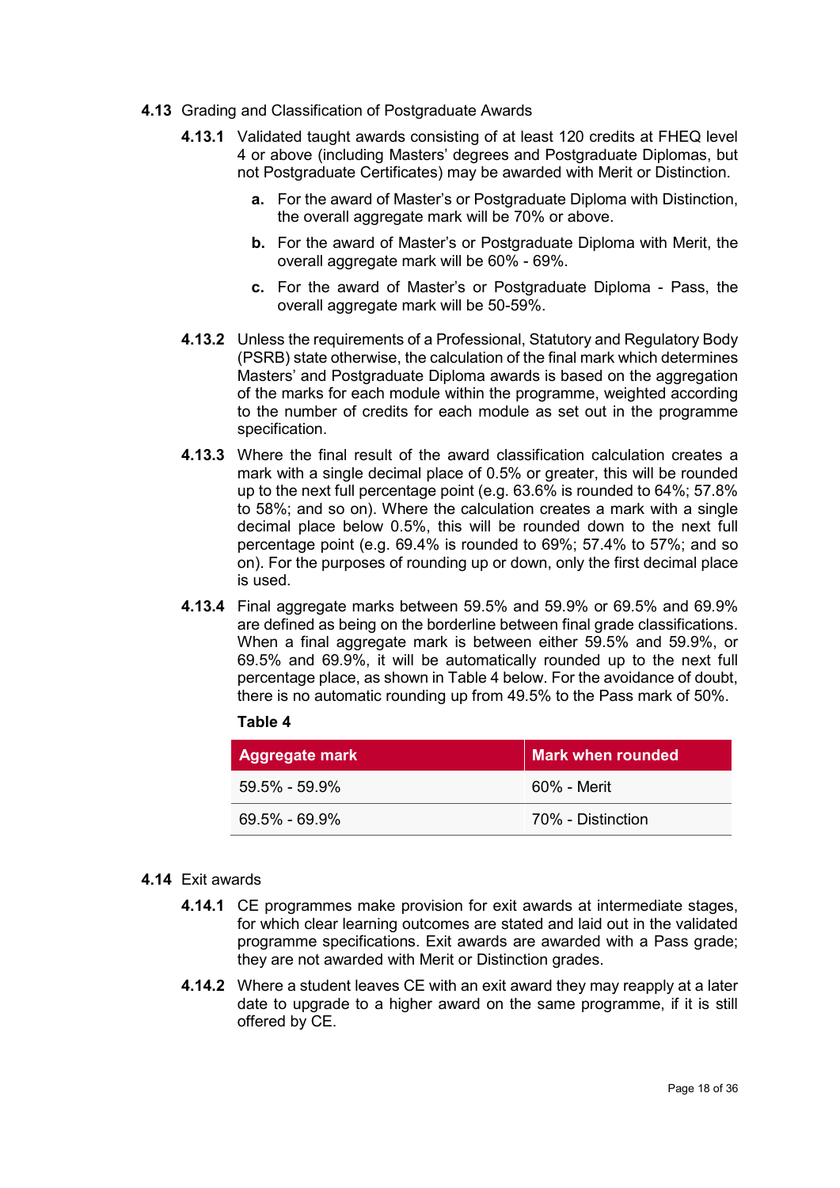**4.13** Grading and Classification of Postgraduate Awards

**4.13.1** Validated taught awards consisting of at least 120 credits at FHEQ level 4 or above (including Masters' degrees and Postgraduate Diplomas, but not Postgraduate Certificates) may be awarded with Merit or Distinction.

- **a.** For the award of Master's or Postgraduate Diploma with Distinction, the overall aggregate mark will be 70% or above.
- **b.** For the award of Master's or Postgraduate Diploma with Merit, the overall aggregate mark will be 60% - 69%.
- **c.** For the award of Master's or Postgraduate Diploma - Pass, the overall aggregate mark will be 50-59%.

**4.13.2** Unless the requirements of a Professional, Statutory and Regulatory Body (PSRB) state otherwise, the calculation of the final mark which determines Masters' and Postgraduate Diploma awards is based on the aggregation of the marks for each module within the programme, weighted according to the number of credits for each module as set out in the programme specification.

**4.13.3** Where the final result of the award classification calculation creates a mark with a single decimal place of 0.5% or greater, this will be rounded up to the next full percentage point (e.g. 63.6% is rounded to 64%; 57.8% to 58%; and so on). Where the calculation creates a mark with a single decimal place below 0.5%, this will be rounded down to the next full percentage point (e.g. 69.4% is rounded to 69%; 57.4% to 57%; and so on). For the purposes of rounding up or down, only the first decimal place is used.

**4.13.4** Final aggregate marks between 59.5% and 59.9% or 69.5% and 69.9% are defined as being on the borderline between final grade classifications. When a final aggregate mark is between either 59.5% and 59.9%, or 69.5% and 69.9%, it will be automatically rounded up to the next full percentage place, as shown in Table 4 below. For the avoidance of doubt, there is no automatic rounding up from 49.5% to the Pass mark of 50%.

**Table 4**

| Aggregate mark | Mark when rounded |
| --- | --- |
| 59.5% - 59.9% | 60% - Merit |
| 69.5% - 69.9% | 70% - Distinction |

**4.14** Exit awards

**4.14.1** CE programmes make provision for exit awards at intermediate stages, for which clear learning outcomes are stated and laid out in the validated programme specifications. Exit awards are awarded with a Pass grade; they are not awarded with Merit or Distinction grades.

**4.14.2** Where a student leaves CE with an exit award they may reapply at a later date to upgrade to a higher award on the same programme, if it is still offered by CE.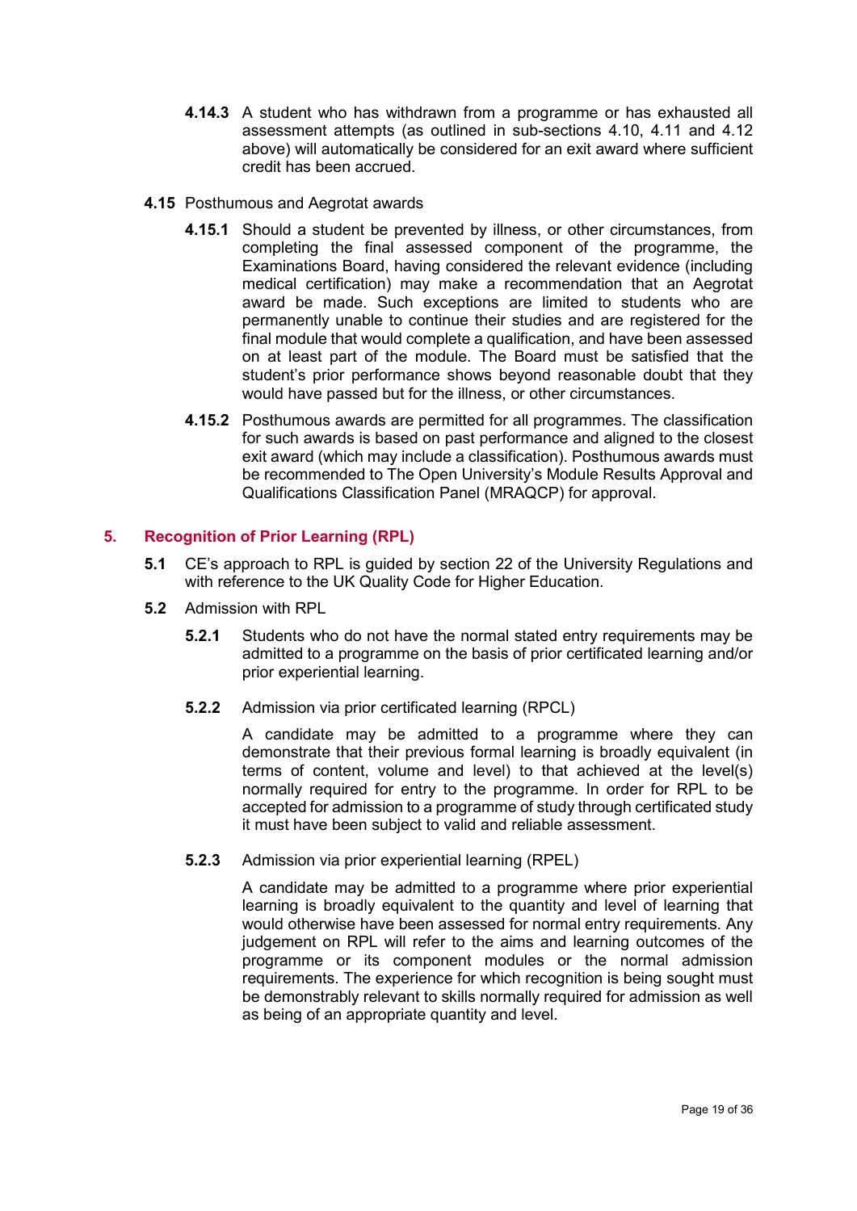**4.14.3** A student who has withdrawn from a programme or has exhausted all assessment attempts (as outlined in sub-sections 4.10, 4.11 and 4.12 above) will automatically be considered for an exit award where sufficient credit has been accrued.

**4.15** Posthumous and Aegrotat awards

**4.15.1** Should a student be prevented by illness, or other circumstances, from completing the final assessed component of the programme, the Examinations Board, having considered the relevant evidence (including medical certification) may make a recommendation that an Aegrotat award be made. Such exceptions are limited to students who are permanently unable to continue their studies and are registered for the final module that would complete a qualification, and have been assessed on at least part of the module. The Board must be satisfied that the student's prior performance shows beyond reasonable doubt that they would have passed but for the illness, or other circumstances.

**4.15.2** Posthumous awards are permitted for all programmes. The classification for such awards is based on past performance and aligned to the closest exit award (which may include a classification). Posthumous awards must be recommended to The Open University's Module Results Approval and Qualifications Classification Panel (MRAQCP) for approval.

## 5. Recognition of Prior Learning (RPL)

**5.1** CE's approach to RPL is guided by section 22 of the University Regulations and with reference to the UK Quality Code for Higher Education.

**5.2** Admission with RPL

**5.2.1** Students who do not have the normal stated entry requirements may be admitted to a programme on the basis of prior certificated learning and/or prior experiential learning.

**5.2.2** Admission via prior certificated learning (RPCL)

A candidate may be admitted to a programme where they can demonstrate that their previous formal learning is broadly equivalent (in terms of content, volume and level) to that achieved at the level(s) normally required for entry to the programme. In order for RPL to be accepted for admission to a programme of study through certificated study it must have been subject to valid and reliable assessment.

**5.2.3** Admission via prior experiential learning (RPEL)

A candidate may be admitted to a programme where prior experiential learning is broadly equivalent to the quantity and level of learning that would otherwise have been assessed for normal entry requirements. Any judgement on RPL will refer to the aims and learning outcomes of the programme or its component modules or the normal admission requirements. The experience for which recognition is being sought must be demonstrably relevant to skills normally required for admission as well as being of an appropriate quantity and level.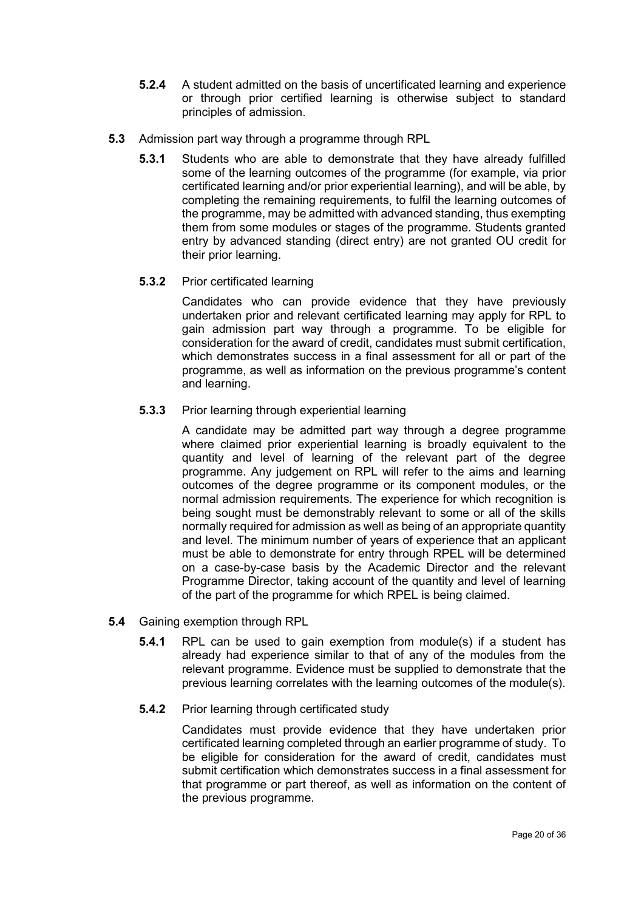**5.2.4** A student admitted on the basis of uncertificated learning and experience or through prior certified learning is otherwise subject to standard principles of admission.

**5.3** Admission part way through a programme through RPL

**5.3.1** Students who are able to demonstrate that they have already fulfilled some of the learning outcomes of the programme (for example, via prior certificated learning and/or prior experiential learning), and will be able, by completing the remaining requirements, to fulfil the learning outcomes of the programme, may be admitted with advanced standing, thus exempting them from some modules or stages of the programme. Students granted entry by advanced standing (direct entry) are not granted OU credit for their prior learning.

**5.3.2** Prior certificated learning

Candidates who can provide evidence that they have previously undertaken prior and relevant certificated learning may apply for RPL to gain admission part way through a programme. To be eligible for consideration for the award of credit, candidates must submit certification, which demonstrates success in a final assessment for all or part of the programme, as well as information on the previous programme's content and learning.

**5.3.3** Prior learning through experiential learning

A candidate may be admitted part way through a degree programme where claimed prior experiential learning is broadly equivalent to the quantity and level of learning of the relevant part of the degree programme. Any judgement on RPL will refer to the aims and learning outcomes of the degree programme or its component modules, or the normal admission requirements. The experience for which recognition is being sought must be demonstrably relevant to some or all of the skills normally required for admission as well as being of an appropriate quantity and level. The minimum number of years of experience that an applicant must be able to demonstrate for entry through RPEL will be determined on a case-by-case basis by the Academic Director and the relevant Programme Director, taking account of the quantity and level of learning of the part of the programme for which RPEL is being claimed.

**5.4** Gaining exemption through RPL

**5.4.1** RPL can be used to gain exemption from module(s) if a student has already had experience similar to that of any of the modules from the relevant programme. Evidence must be supplied to demonstrate that the previous learning correlates with the learning outcomes of the module(s).

**5.4.2** Prior learning through certificated study

Candidates must provide evidence that they have undertaken prior certificated learning completed through an earlier programme of study. To be eligible for consideration for the award of credit, candidates must submit certification which demonstrates success in a final assessment for that programme or part thereof, as well as information on the content of the previous programme.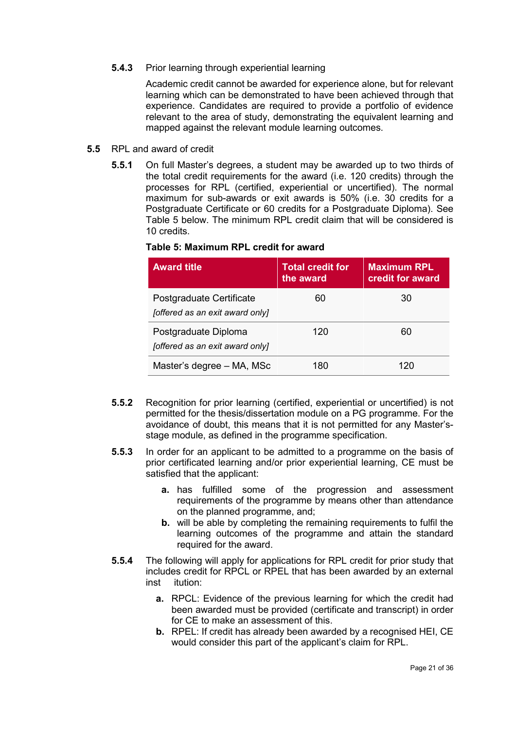**5.4.3** Prior learning through experiential learning

Academic credit cannot be awarded for experience alone, but for relevant learning which can be demonstrated to have been achieved through that experience. Candidates are required to provide a portfolio of evidence relevant to the area of study, demonstrating the equivalent learning and mapped against the relevant module learning outcomes.

**5.5** RPL and award of credit

**5.5.1** On full Master's degrees, a student may be awarded up to two thirds of the total credit requirements for the award (i.e. 120 credits) through the processes for RPL (certified, experiential or uncertified). The normal maximum for sub-awards or exit awards is 50% (i.e. 30 credits for a Postgraduate Certificate or 60 credits for a Postgraduate Diploma). See Table 5 below. The minimum RPL credit claim that will be considered is 10 credits.

**Table 5: Maximum RPL credit for award**

| Award title | Total credit for the award | Maximum RPL credit for award |
|---|---|---|
| Postgraduate Certificate *[offered as an exit award only]* | 60 | 30 |
| Postgraduate Diploma *[offered as an exit award only]* | 120 | 60 |
| Master's degree – MA, MSc | 180 | 120 |

**5.5.2** Recognition for prior learning (certified, experiential or uncertified) is not permitted for the thesis/dissertation module on a PG programme. For the avoidance of doubt, this means that it is not permitted for any Master's-stage module, as defined in the programme specification.

**5.5.3** In order for an applicant to be admitted to a programme on the basis of prior certificated learning and/or prior experiential learning, CE must be satisfied that the applicant:

- **a.** has fulfilled some of the progression and assessment requirements of the programme by means other than attendance on the planned programme, and;
- **b.** will be able by completing the remaining requirements to fulfil the learning outcomes of the programme and attain the standard required for the award.

**5.5.4** The following will apply for applications for RPL credit for prior study that includes credit for RPCL or RPEL that has been awarded by an external inst itution:

- **a.** RPCL: Evidence of the previous learning for which the credit had been awarded must be provided (certificate and transcript) in order for CE to make an assessment of this.
- **b.** RPEL: If credit has already been awarded by a recognised HEI, CE would consider this part of the applicant's claim for RPL.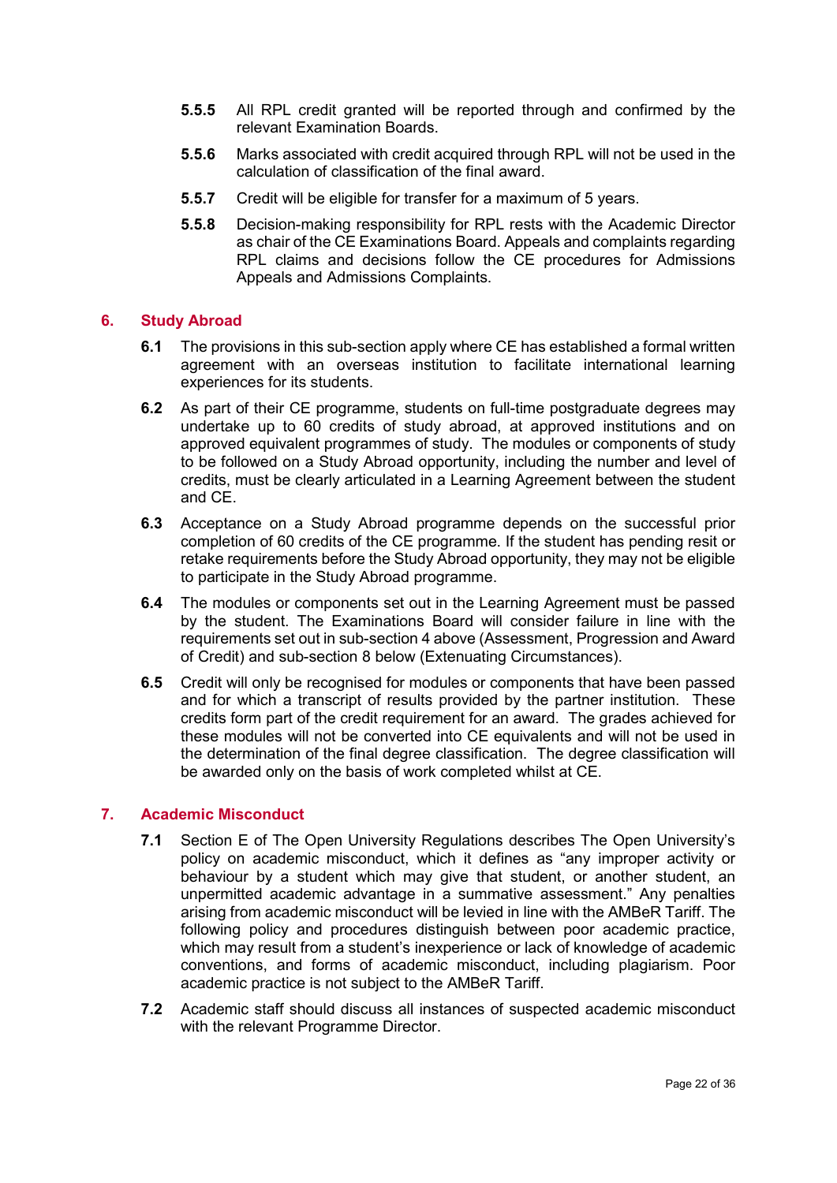**5.5.5** All RPL credit granted will be reported through and confirmed by the relevant Examination Boards.

**5.5.6** Marks associated with credit acquired through RPL will not be used in the calculation of classification of the final award.

**5.5.7** Credit will be eligible for transfer for a maximum of 5 years.

**5.5.8** Decision-making responsibility for RPL rests with the Academic Director as chair of the CE Examinations Board. Appeals and complaints regarding RPL claims and decisions follow the CE procedures for Admissions Appeals and Admissions Complaints.

## 6. Study Abroad

**6.1** The provisions in this sub-section apply where CE has established a formal written agreement with an overseas institution to facilitate international learning experiences for its students.

**6.2** As part of their CE programme, students on full-time postgraduate degrees may undertake up to 60 credits of study abroad, at approved institutions and on approved equivalent programmes of study. The modules or components of study to be followed on a Study Abroad opportunity, including the number and level of credits, must be clearly articulated in a Learning Agreement between the student and CE.

**6.3** Acceptance on a Study Abroad programme depends on the successful prior completion of 60 credits of the CE programme. If the student has pending resit or retake requirements before the Study Abroad opportunity, they may not be eligible to participate in the Study Abroad programme.

**6.4** The modules or components set out in the Learning Agreement must be passed by the student. The Examinations Board will consider failure in line with the requirements set out in sub-section 4 above (Assessment, Progression and Award of Credit) and sub-section 8 below (Extenuating Circumstances).

**6.5** Credit will only be recognised for modules or components that have been passed and for which a transcript of results provided by the partner institution. These credits form part of the credit requirement for an award. The grades achieved for these modules will not be converted into CE equivalents and will not be used in the determination of the final degree classification. The degree classification will be awarded only on the basis of work completed whilst at CE.

## 7. Academic Misconduct

**7.1** Section E of The Open University Regulations describes The Open University's policy on academic misconduct, which it defines as "any improper activity or behaviour by a student which may give that student, or another student, an unpermitted academic advantage in a summative assessment." Any penalties arising from academic misconduct will be levied in line with the AMBeR Tariff. The following policy and procedures distinguish between poor academic practice, which may result from a student's inexperience or lack of knowledge of academic conventions, and forms of academic misconduct, including plagiarism. Poor academic practice is not subject to the AMBeR Tariff.

**7.2** Academic staff should discuss all instances of suspected academic misconduct with the relevant Programme Director.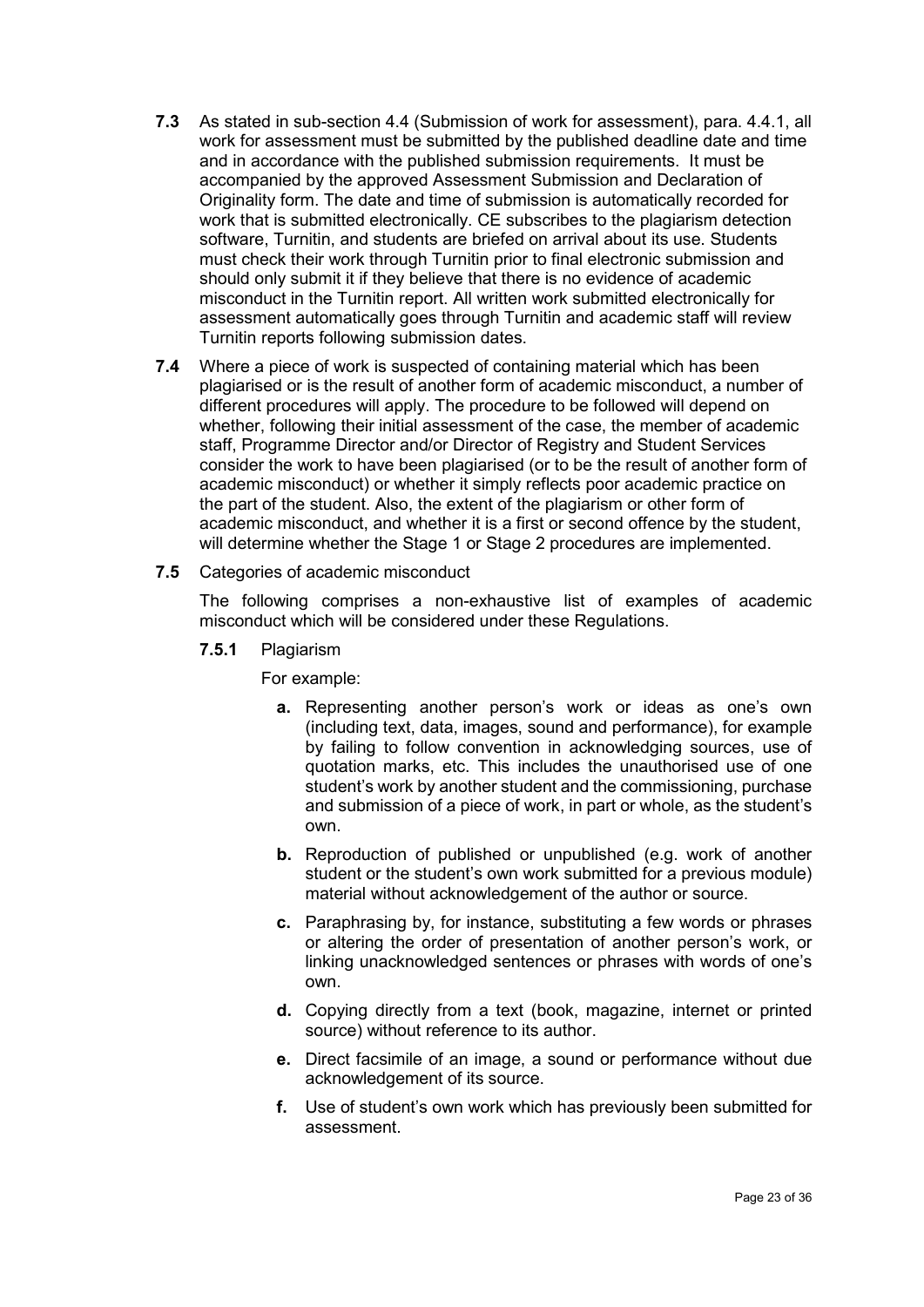**7.3** As stated in sub-section 4.4 (Submission of work for assessment), para. 4.4.1, all work for assessment must be submitted by the published deadline date and time and in accordance with the published submission requirements. It must be accompanied by the approved Assessment Submission and Declaration of Originality form. The date and time of submission is automatically recorded for work that is submitted electronically. CE subscribes to the plagiarism detection software, Turnitin, and students are briefed on arrival about its use. Students must check their work through Turnitin prior to final electronic submission and should only submit it if they believe that there is no evidence of academic misconduct in the Turnitin report. All written work submitted electronically for assessment automatically goes through Turnitin and academic staff will review Turnitin reports following submission dates.

**7.4** Where a piece of work is suspected of containing material which has been plagiarised or is the result of another form of academic misconduct, a number of different procedures will apply. The procedure to be followed will depend on whether, following their initial assessment of the case, the member of academic staff, Programme Director and/or Director of Registry and Student Services consider the work to have been plagiarised (or to be the result of another form of academic misconduct) or whether it simply reflects poor academic practice on the part of the student. Also, the extent of the plagiarism or other form of academic misconduct, and whether it is a first or second offence by the student, will determine whether the Stage 1 or Stage 2 procedures are implemented.

**7.5** Categories of academic misconduct

The following comprises a non-exhaustive list of examples of academic misconduct which will be considered under these Regulations.

**7.5.1** Plagiarism

For example:

- **a.** Representing another person's work or ideas as one's own (including text, data, images, sound and performance), for example by failing to follow convention in acknowledging sources, use of quotation marks, etc. This includes the unauthorised use of one student's work by another student and the commissioning, purchase and submission of a piece of work, in part or whole, as the student's own.
- **b.** Reproduction of published or unpublished (e.g. work of another student or the student's own work submitted for a previous module) material without acknowledgement of the author or source.
- **c.** Paraphrasing by, for instance, substituting a few words or phrases or altering the order of presentation of another person's work, or linking unacknowledged sentences or phrases with words of one's own.
- **d.** Copying directly from a text (book, magazine, internet or printed source) without reference to its author.
- **e.** Direct facsimile of an image, a sound or performance without due acknowledgement of its source.
- **f.** Use of student's own work which has previously been submitted for assessment.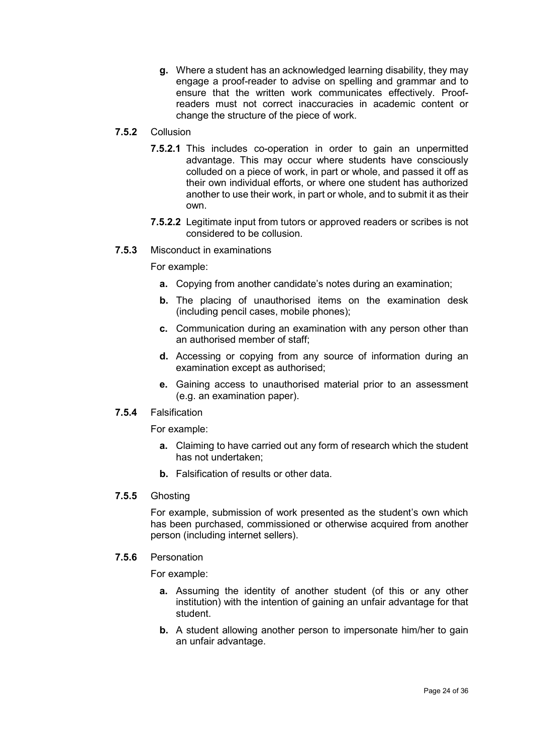**g.** Where a student has an acknowledged learning disability, they may engage a proof-reader to advise on spelling and grammar and to ensure that the written work communicates effectively. Proof-readers must not correct inaccuracies in academic content or change the structure of the piece of work.

**7.5.2** Collusion

**7.5.2.1** This includes co-operation in order to gain an unpermitted advantage. This may occur where students have consciously colluded on a piece of work, in part or whole, and passed it off as their own individual efforts, or where one student has authorized another to use their work, in part or whole, and to submit it as their own.

**7.5.2.2** Legitimate input from tutors or approved readers or scribes is not considered to be collusion.

**7.5.3** Misconduct in examinations

For example:

**a.** Copying from another candidate's notes during an examination;

**b.** The placing of unauthorised items on the examination desk (including pencil cases, mobile phones);

**c.** Communication during an examination with any person other than an authorised member of staff;

**d.** Accessing or copying from any source of information during an examination except as authorised;

**e.** Gaining access to unauthorised material prior to an assessment (e.g. an examination paper).

**7.5.4** Falsification

For example:

**a.** Claiming to have carried out any form of research which the student has not undertaken;

**b.** Falsification of results or other data.

**7.5.5** Ghosting

For example, submission of work presented as the student's own which has been purchased, commissioned or otherwise acquired from another person (including internet sellers).

**7.5.6** Personation

For example:

**a.** Assuming the identity of another student (of this or any other institution) with the intention of gaining an unfair advantage for that student.

**b.** A student allowing another person to impersonate him/her to gain an unfair advantage.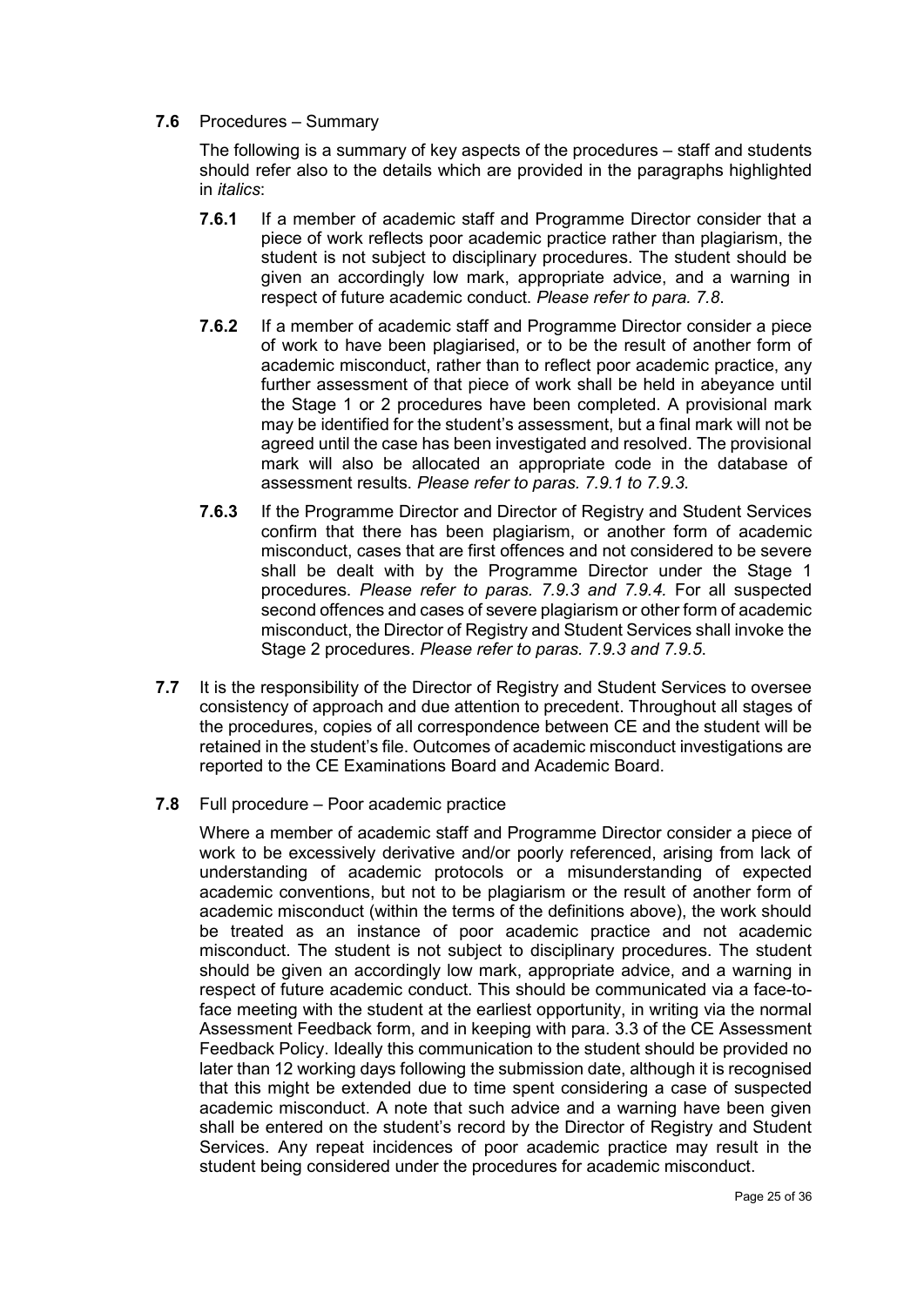**7.6** Procedures – Summary

The following is a summary of key aspects of the procedures – staff and students should refer also to the details which are provided in the paragraphs highlighted in *italics*:

**7.6.1** If a member of academic staff and Programme Director consider that a piece of work reflects poor academic practice rather than plagiarism, the student is not subject to disciplinary procedures. The student should be given an accordingly low mark, appropriate advice, and a warning in respect of future academic conduct. *Please refer to para. 7.8*.

**7.6.2** If a member of academic staff and Programme Director consider a piece of work to have been plagiarised, or to be the result of another form of academic misconduct, rather than to reflect poor academic practice, any further assessment of that piece of work shall be held in abeyance until the Stage 1 or 2 procedures have been completed. A provisional mark may be identified for the student's assessment, but a final mark will not be agreed until the case has been investigated and resolved. The provisional mark will also be allocated an appropriate code in the database of assessment results. *Please refer to paras. 7.9.1 to 7.9.3.*

**7.6.3** If the Programme Director and Director of Registry and Student Services confirm that there has been plagiarism, or another form of academic misconduct, cases that are first offences and not considered to be severe shall be dealt with by the Programme Director under the Stage 1 procedures. *Please refer to paras. 7.9.3 and 7.9.4.* For all suspected second offences and cases of severe plagiarism or other form of academic misconduct, the Director of Registry and Student Services shall invoke the Stage 2 procedures. *Please refer to paras. 7.9.3 and 7.9.5.*

**7.7** It is the responsibility of the Director of Registry and Student Services to oversee consistency of approach and due attention to precedent. Throughout all stages of the procedures, copies of all correspondence between CE and the student will be retained in the student's file. Outcomes of academic misconduct investigations are reported to the CE Examinations Board and Academic Board.

**7.8** Full procedure – Poor academic practice

Where a member of academic staff and Programme Director consider a piece of work to be excessively derivative and/or poorly referenced, arising from lack of understanding of academic protocols or a misunderstanding of expected academic conventions, but not to be plagiarism or the result of another form of academic misconduct (within the terms of the definitions above), the work should be treated as an instance of poor academic practice and not academic misconduct. The student is not subject to disciplinary procedures. The student should be given an accordingly low mark, appropriate advice, and a warning in respect of future academic conduct. This should be communicated via a face-to-face meeting with the student at the earliest opportunity, in writing via the normal Assessment Feedback form, and in keeping with para. 3.3 of the CE Assessment Feedback Policy. Ideally this communication to the student should be provided no later than 12 working days following the submission date, although it is recognised that this might be extended due to time spent considering a case of suspected academic misconduct. A note that such advice and a warning have been given shall be entered on the student's record by the Director of Registry and Student Services. Any repeat incidences of poor academic practice may result in the student being considered under the procedures for academic misconduct.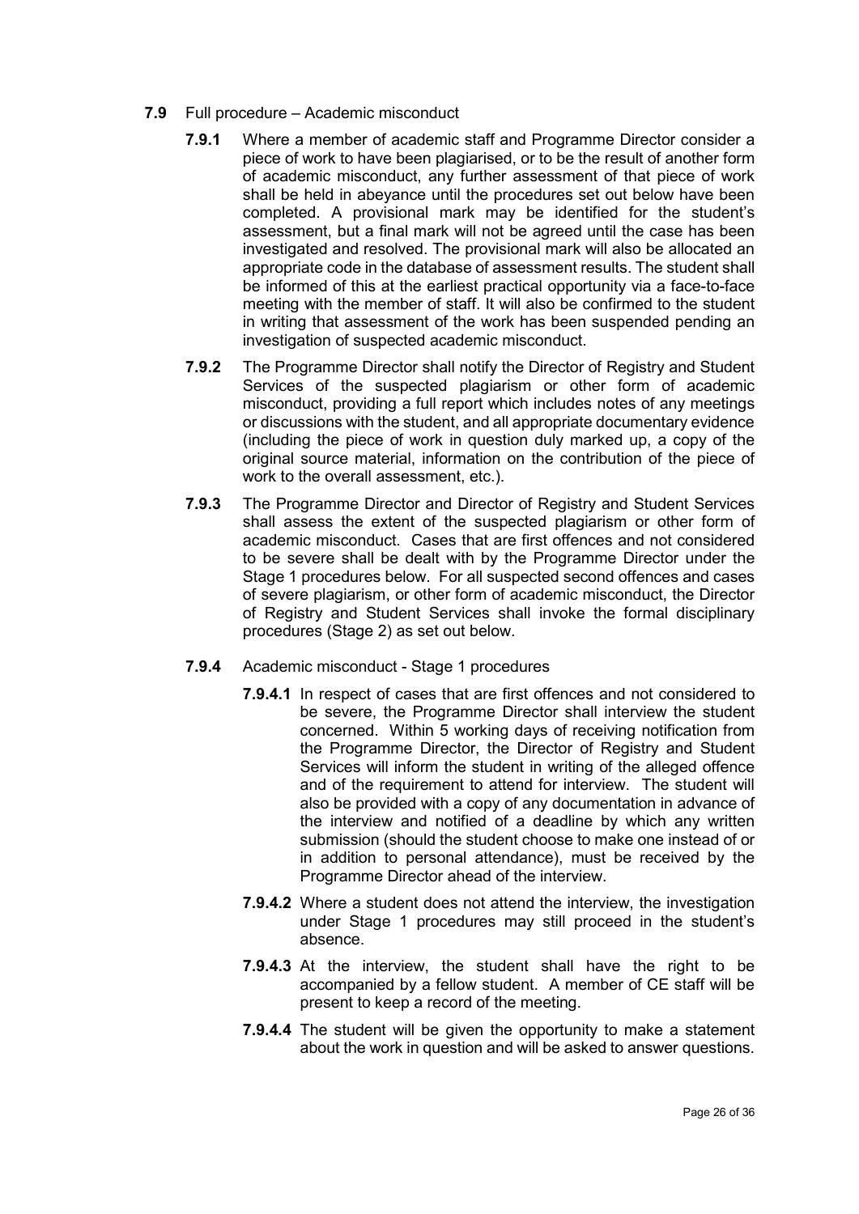**7.9** Full procedure – Academic misconduct

**7.9.1** Where a member of academic staff and Programme Director consider a piece of work to have been plagiarised, or to be the result of another form of academic misconduct, any further assessment of that piece of work shall be held in abeyance until the procedures set out below have been completed. A provisional mark may be identified for the student's assessment, but a final mark will not be agreed until the case has been investigated and resolved. The provisional mark will also be allocated an appropriate code in the database of assessment results. The student shall be informed of this at the earliest practical opportunity via a face-to-face meeting with the member of staff. It will also be confirmed to the student in writing that assessment of the work has been suspended pending an investigation of suspected academic misconduct.

**7.9.2** The Programme Director shall notify the Director of Registry and Student Services of the suspected plagiarism or other form of academic misconduct, providing a full report which includes notes of any meetings or discussions with the student, and all appropriate documentary evidence (including the piece of work in question duly marked up, a copy of the original source material, information on the contribution of the piece of work to the overall assessment, etc.).

**7.9.3** The Programme Director and Director of Registry and Student Services shall assess the extent of the suspected plagiarism or other form of academic misconduct. Cases that are first offences and not considered to be severe shall be dealt with by the Programme Director under the Stage 1 procedures below. For all suspected second offences and cases of severe plagiarism, or other form of academic misconduct, the Director of Registry and Student Services shall invoke the formal disciplinary procedures (Stage 2) as set out below.

**7.9.4** Academic misconduct - Stage 1 procedures

**7.9.4.1** In respect of cases that are first offences and not considered to be severe, the Programme Director shall interview the student concerned. Within 5 working days of receiving notification from the Programme Director, the Director of Registry and Student Services will inform the student in writing of the alleged offence and of the requirement to attend for interview. The student will also be provided with a copy of any documentation in advance of the interview and notified of a deadline by which any written submission (should the student choose to make one instead of or in addition to personal attendance), must be received by the Programme Director ahead of the interview.

**7.9.4.2** Where a student does not attend the interview, the investigation under Stage 1 procedures may still proceed in the student's absence.

**7.9.4.3** At the interview, the student shall have the right to be accompanied by a fellow student. A member of CE staff will be present to keep a record of the meeting.

**7.9.4.4** The student will be given the opportunity to make a statement about the work in question and will be asked to answer questions.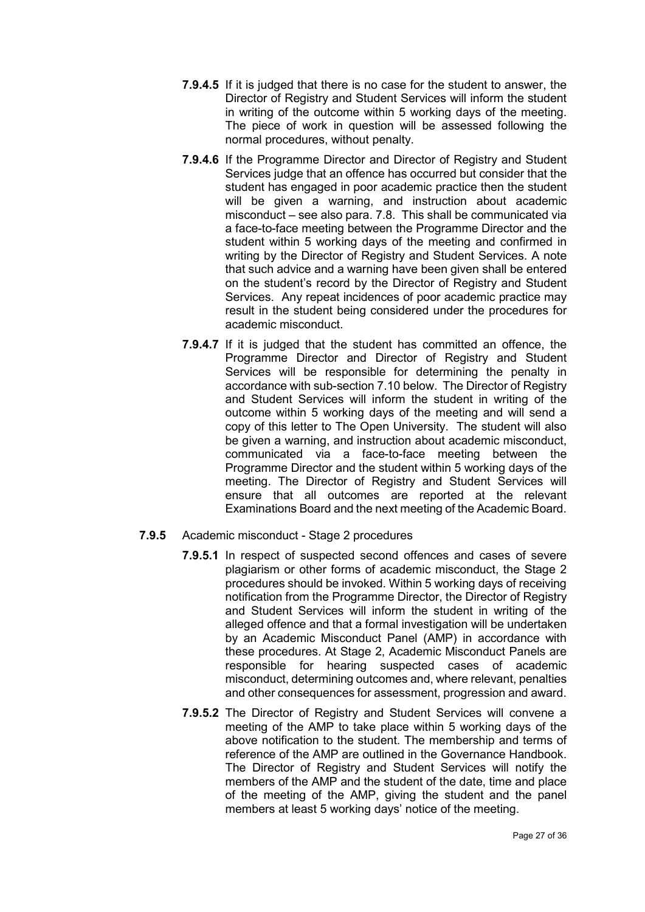**7.9.4.5** If it is judged that there is no case for the student to answer, the Director of Registry and Student Services will inform the student in writing of the outcome within 5 working days of the meeting. The piece of work in question will be assessed following the normal procedures, without penalty.

**7.9.4.6** If the Programme Director and Director of Registry and Student Services judge that an offence has occurred but consider that the student has engaged in poor academic practice then the student will be given a warning, and instruction about academic misconduct – see also para. 7.8. This shall be communicated via a face-to-face meeting between the Programme Director and the student within 5 working days of the meeting and confirmed in writing by the Director of Registry and Student Services. A note that such advice and a warning have been given shall be entered on the student's record by the Director of Registry and Student Services. Any repeat incidences of poor academic practice may result in the student being considered under the procedures for academic misconduct.

**7.9.4.7** If it is judged that the student has committed an offence, the Programme Director and Director of Registry and Student Services will be responsible for determining the penalty in accordance with sub-section 7.10 below. The Director of Registry and Student Services will inform the student in writing of the outcome within 5 working days of the meeting and will send a copy of this letter to The Open University. The student will also be given a warning, and instruction about academic misconduct, communicated via a face-to-face meeting between the Programme Director and the student within 5 working days of the meeting. The Director of Registry and Student Services will ensure that all outcomes are reported at the relevant Examinations Board and the next meeting of the Academic Board.

**7.9.5** Academic misconduct - Stage 2 procedures

**7.9.5.1** In respect of suspected second offences and cases of severe plagiarism or other forms of academic misconduct, the Stage 2 procedures should be invoked. Within 5 working days of receiving notification from the Programme Director, the Director of Registry and Student Services will inform the student in writing of the alleged offence and that a formal investigation will be undertaken by an Academic Misconduct Panel (AMP) in accordance with these procedures. At Stage 2, Academic Misconduct Panels are responsible for hearing suspected cases of academic misconduct, determining outcomes and, where relevant, penalties and other consequences for assessment, progression and award.

**7.9.5.2** The Director of Registry and Student Services will convene a meeting of the AMP to take place within 5 working days of the above notification to the student. The membership and terms of reference of the AMP are outlined in the Governance Handbook. The Director of Registry and Student Services will notify the members of the AMP and the student of the date, time and place of the meeting of the AMP, giving the student and the panel members at least 5 working days' notice of the meeting.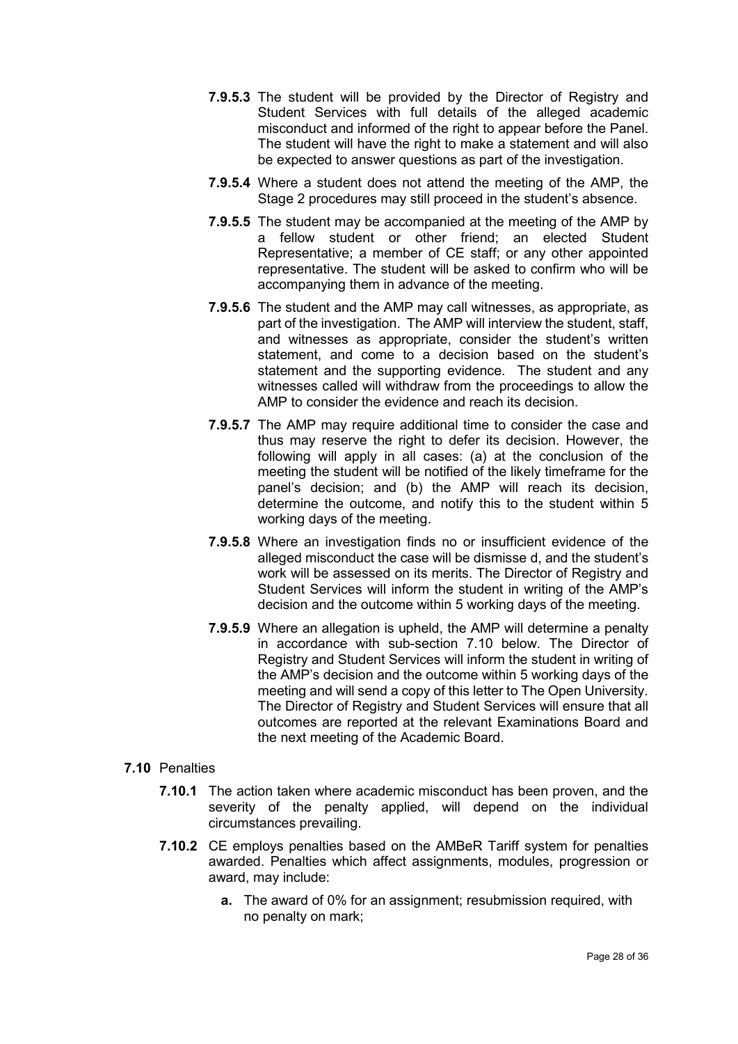**7.9.5.3** The student will be provided by the Director of Registry and Student Services with full details of the alleged academic misconduct and informed of the right to appear before the Panel. The student will have the right to make a statement and will also be expected to answer questions as part of the investigation.

**7.9.5.4** Where a student does not attend the meeting of the AMP, the Stage 2 procedures may still proceed in the student's absence.

**7.9.5.5** The student may be accompanied at the meeting of the AMP by a fellow student or other friend; an elected Student Representative; a member of CE staff; or any other appointed representative. The student will be asked to confirm who will be accompanying them in advance of the meeting.

**7.9.5.6** The student and the AMP may call witnesses, as appropriate, as part of the investigation. The AMP will interview the student, staff, and witnesses as appropriate, consider the student's written statement, and come to a decision based on the student's statement and the supporting evidence. The student and any witnesses called will withdraw from the proceedings to allow the AMP to consider the evidence and reach its decision.

**7.9.5.7** The AMP may require additional time to consider the case and thus may reserve the right to defer its decision. However, the following will apply in all cases: (a) at the conclusion of the meeting the student will be notified of the likely timeframe for the panel's decision; and (b) the AMP will reach its decision, determine the outcome, and notify this to the student within 5 working days of the meeting.

**7.9.5.8** Where an investigation finds no or insufficient evidence of the alleged misconduct the case will be dismisse d, and the student's work will be assessed on its merits. The Director of Registry and Student Services will inform the student in writing of the AMP's decision and the outcome within 5 working days of the meeting.

**7.9.5.9** Where an allegation is upheld, the AMP will determine a penalty in accordance with sub-section 7.10 below. The Director of Registry and Student Services will inform the student in writing of the AMP's decision and the outcome within 5 working days of the meeting and will send a copy of this letter to The Open University. The Director of Registry and Student Services will ensure that all outcomes are reported at the relevant Examinations Board and the next meeting of the Academic Board.

**7.10** Penalties

**7.10.1** The action taken where academic misconduct has been proven, and the severity of the penalty applied, will depend on the individual circumstances prevailing.

**7.10.2** CE employs penalties based on the AMBeR Tariff system for penalties awarded. Penalties which affect assignments, modules, progression or award, may include:

**a.** The award of 0% for an assignment; resubmission required, with no penalty on mark;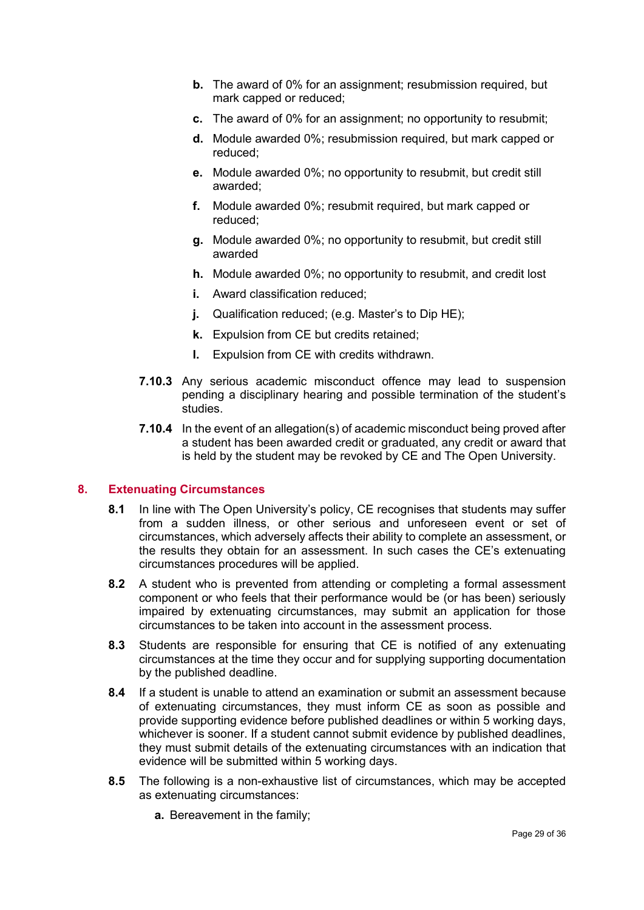- **b.** The award of 0% for an assignment; resubmission required, but mark capped or reduced;
- **c.** The award of 0% for an assignment; no opportunity to resubmit;
- **d.** Module awarded 0%; resubmission required, but mark capped or reduced;
- **e.** Module awarded 0%; no opportunity to resubmit, but credit still awarded;
- **f.** Module awarded 0%; resubmit required, but mark capped or reduced;
- **g.** Module awarded 0%; no opportunity to resubmit, but credit still awarded
- **h.** Module awarded 0%; no opportunity to resubmit, and credit lost
- **i.** Award classification reduced;
- **j.** Qualification reduced; (e.g. Master's to Dip HE);
- **k.** Expulsion from CE but credits retained;
- **l.** Expulsion from CE with credits withdrawn.

**7.10.3** Any serious academic misconduct offence may lead to suspension pending a disciplinary hearing and possible termination of the student's studies.

**7.10.4** In the event of an allegation(s) of academic misconduct being proved after a student has been awarded credit or graduated, any credit or award that is held by the student may be revoked by CE and The Open University.

## 8. Extenuating Circumstances

**8.1** In line with The Open University's policy, CE recognises that students may suffer from a sudden illness, or other serious and unforeseen event or set of circumstances, which adversely affects their ability to complete an assessment, or the results they obtain for an assessment. In such cases the CE's extenuating circumstances procedures will be applied.

**8.2** A student who is prevented from attending or completing a formal assessment component or who feels that their performance would be (or has been) seriously impaired by extenuating circumstances, may submit an application for those circumstances to be taken into account in the assessment process.

**8.3** Students are responsible for ensuring that CE is notified of any extenuating circumstances at the time they occur and for supplying supporting documentation by the published deadline.

**8.4** If a student is unable to attend an examination or submit an assessment because of extenuating circumstances, they must inform CE as soon as possible and provide supporting evidence before published deadlines or within 5 working days, whichever is sooner. If a student cannot submit evidence by published deadlines, they must submit details of the extenuating circumstances with an indication that evidence will be submitted within 5 working days.

**8.5** The following is a non-exhaustive list of circumstances, which may be accepted as extenuating circumstances:

- **a.** Bereavement in the family;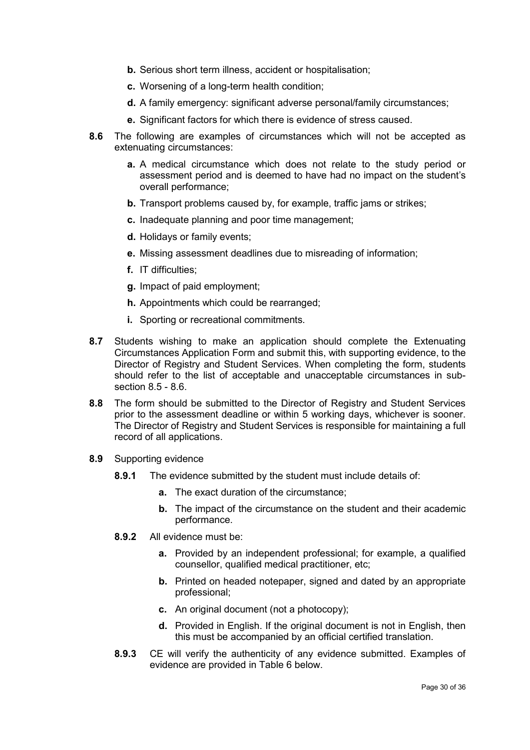- **b.** Serious short term illness, accident or hospitalisation;
- **c.** Worsening of a long-term health condition;
- **d.** A family emergency: significant adverse personal/family circumstances;
- **e.** Significant factors for which there is evidence of stress caused.

**8.6** The following are examples of circumstances which will not be accepted as extenuating circumstances:

- **a.** A medical circumstance which does not relate to the study period or assessment period and is deemed to have had no impact on the student's overall performance;
- **b.** Transport problems caused by, for example, traffic jams or strikes;
- **c.** Inadequate planning and poor time management;
- **d.** Holidays or family events;
- **e.** Missing assessment deadlines due to misreading of information;
- **f.** IT difficulties;
- **g.** Impact of paid employment;
- **h.** Appointments which could be rearranged;
- **i.** Sporting or recreational commitments.

**8.7** Students wishing to make an application should complete the Extenuating Circumstances Application Form and submit this, with supporting evidence, to the Director of Registry and Student Services. When completing the form, students should refer to the list of acceptable and unacceptable circumstances in sub-section 8.5 - 8.6.

**8.8** The form should be submitted to the Director of Registry and Student Services prior to the assessment deadline or within 5 working days, whichever is sooner. The Director of Registry and Student Services is responsible for maintaining a full record of all applications.

**8.9** Supporting evidence

**8.9.1** The evidence submitted by the student must include details of:

- **a.** The exact duration of the circumstance;
- **b.** The impact of the circumstance on the student and their academic performance.

**8.9.2** All evidence must be:

- **a.** Provided by an independent professional; for example, a qualified counsellor, qualified medical practitioner, etc;
- **b.** Printed on headed notepaper, signed and dated by an appropriate professional;
- **c.** An original document (not a photocopy);
- **d.** Provided in English. If the original document is not in English, then this must be accompanied by an official certified translation.

**8.9.3** CE will verify the authenticity of any evidence submitted. Examples of evidence are provided in Table 6 below.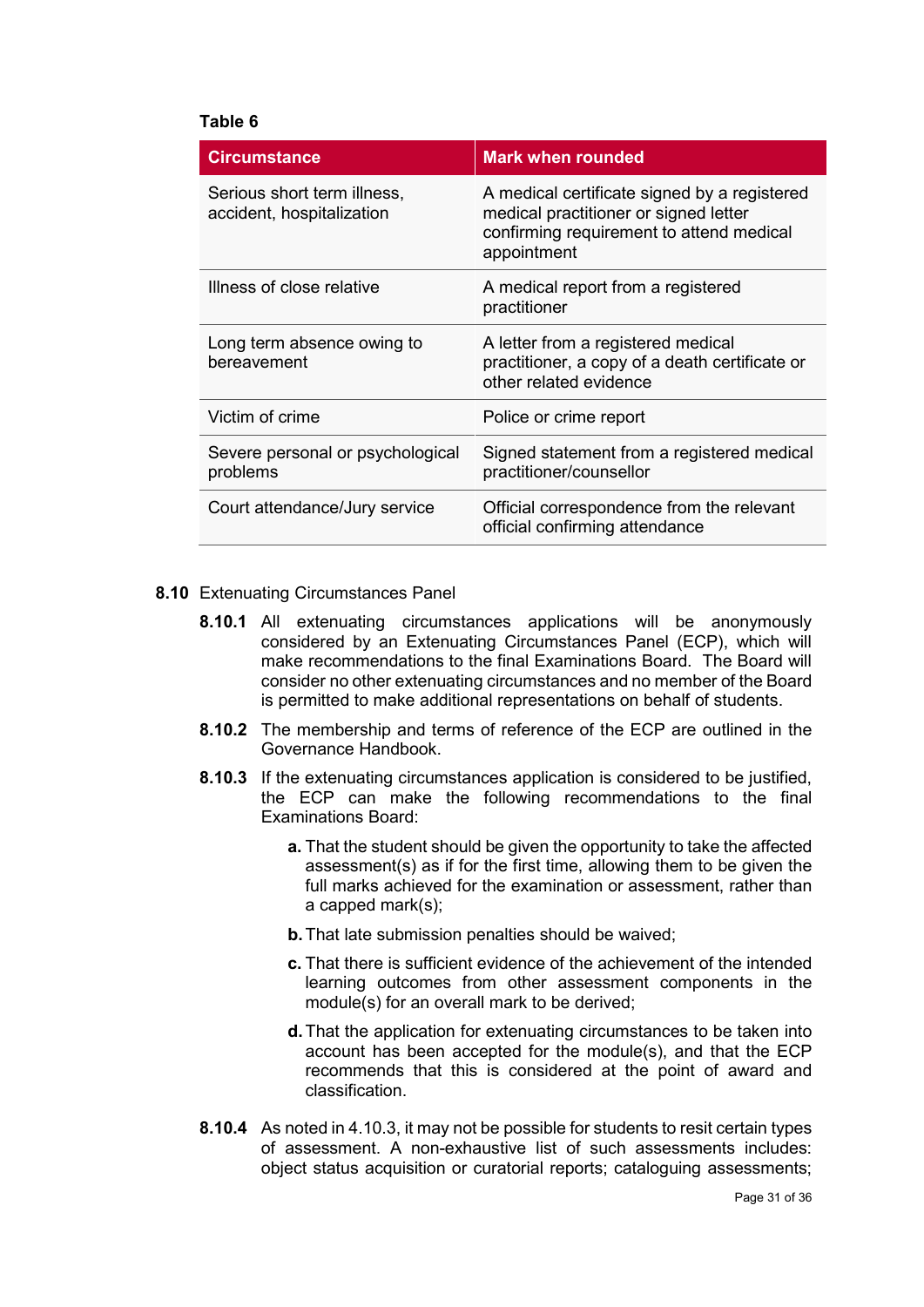**Table 6**

| Circumstance | Mark when rounded |
|---|---|
| Serious short term illness, accident, hospitalization | A medical certificate signed by a registered medical practitioner or signed letter confirming requirement to attend medical appointment |
| Illness of close relative | A medical report from a registered practitioner |
| Long term absence owing to bereavement | A letter from a registered medical practitioner, a copy of a death certificate or other related evidence |
| Victim of crime | Police or crime report |
| Severe personal or psychological problems | Signed statement from a registered medical practitioner/counsellor |
| Court attendance/Jury service | Official correspondence from the relevant official confirming attendance |

**8.10** Extenuating Circumstances Panel

**8.10.1** All extenuating circumstances applications will be anonymously considered by an Extenuating Circumstances Panel (ECP), which will make recommendations to the final Examinations Board. The Board will consider no other extenuating circumstances and no member of the Board is permitted to make additional representations on behalf of students.

**8.10.2** The membership and terms of reference of the ECP are outlined in the Governance Handbook.

**8.10.3** If the extenuating circumstances application is considered to be justified, the ECP can make the following recommendations to the final Examinations Board:

**a.** That the student should be given the opportunity to take the affected assessment(s) as if for the first time, allowing them to be given the full marks achieved for the examination or assessment, rather than a capped mark(s);

**b.** That late submission penalties should be waived;

**c.** That there is sufficient evidence of the achievement of the intended learning outcomes from other assessment components in the module(s) for an overall mark to be derived;

**d.** That the application for extenuating circumstances to be taken into account has been accepted for the module(s), and that the ECP recommends that this is considered at the point of award and classification.

**8.10.4** As noted in 4.10.3, it may not be possible for students to resit certain types of assessment. A non-exhaustive list of such assessments includes: object status acquisition or curatorial reports; cataloguing assessments;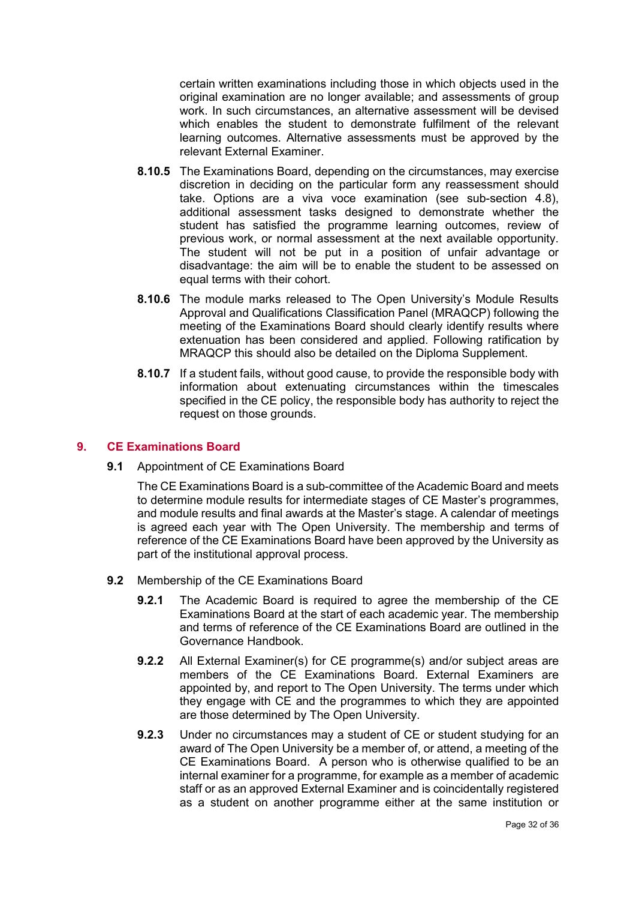certain written examinations including those in which objects used in the original examination are no longer available; and assessments of group work. In such circumstances, an alternative assessment will be devised which enables the student to demonstrate fulfilment of the relevant learning outcomes. Alternative assessments must be approved by the relevant External Examiner.

**8.10.5** The Examinations Board, depending on the circumstances, may exercise discretion in deciding on the particular form any reassessment should take. Options are a viva voce examination (see sub-section 4.8), additional assessment tasks designed to demonstrate whether the student has satisfied the programme learning outcomes, review of previous work, or normal assessment at the next available opportunity. The student will not be put in a position of unfair advantage or disadvantage: the aim will be to enable the student to be assessed on equal terms with their cohort.

**8.10.6** The module marks released to The Open University's Module Results Approval and Qualifications Classification Panel (MRAQCP) following the meeting of the Examinations Board should clearly identify results where extenuation has been considered and applied. Following ratification by MRAQCP this should also be detailed on the Diploma Supplement.

**8.10.7** If a student fails, without good cause, to provide the responsible body with information about extenuating circumstances within the timescales specified in the CE policy, the responsible body has authority to reject the request on those grounds.

## 9. CE Examinations Board

**9.1** Appointment of CE Examinations Board

The CE Examinations Board is a sub-committee of the Academic Board and meets to determine module results for intermediate stages of CE Master's programmes, and module results and final awards at the Master's stage. A calendar of meetings is agreed each year with The Open University. The membership and terms of reference of the CE Examinations Board have been approved by the University as part of the institutional approval process.

**9.2** Membership of the CE Examinations Board

**9.2.1** The Academic Board is required to agree the membership of the CE Examinations Board at the start of each academic year. The membership and terms of reference of the CE Examinations Board are outlined in the Governance Handbook.

**9.2.2** All External Examiner(s) for CE programme(s) and/or subject areas are members of the CE Examinations Board. External Examiners are appointed by, and report to The Open University. The terms under which they engage with CE and the programmes to which they are appointed are those determined by The Open University.

**9.2.3** Under no circumstances may a student of CE or student studying for an award of The Open University be a member of, or attend, a meeting of the CE Examinations Board. A person who is otherwise qualified to be an internal examiner for a programme, for example as a member of academic staff or as an approved External Examiner and is coincidentally registered as a student on another programme either at the same institution or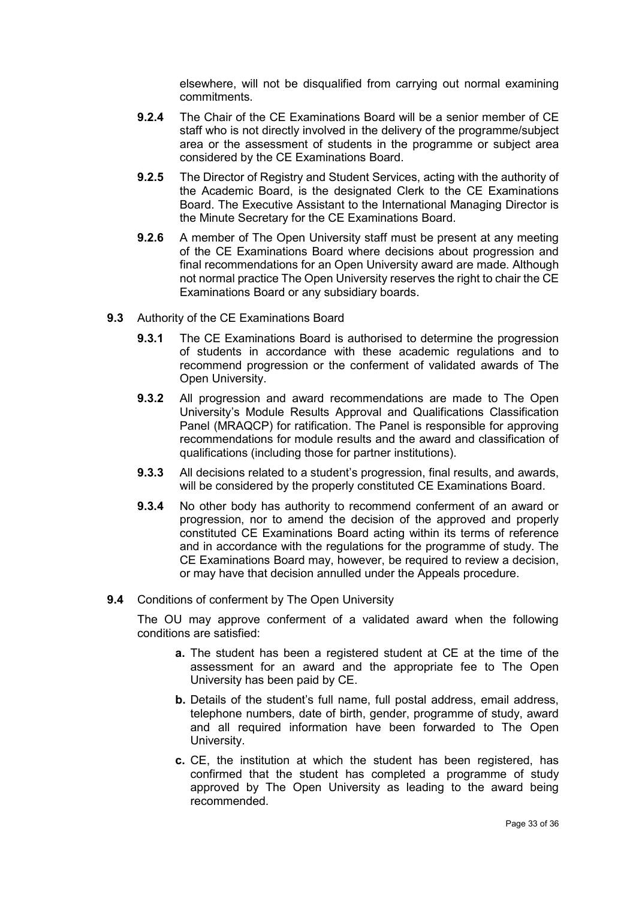elsewhere, will not be disqualified from carrying out normal examining commitments.

**9.2.4** The Chair of the CE Examinations Board will be a senior member of CE staff who is not directly involved in the delivery of the programme/subject area or the assessment of students in the programme or subject area considered by the CE Examinations Board.

**9.2.5** The Director of Registry and Student Services, acting with the authority of the Academic Board, is the designated Clerk to the CE Examinations Board. The Executive Assistant to the International Managing Director is the Minute Secretary for the CE Examinations Board.

**9.2.6** A member of The Open University staff must be present at any meeting of the CE Examinations Board where decisions about progression and final recommendations for an Open University award are made. Although not normal practice The Open University reserves the right to chair the CE Examinations Board or any subsidiary boards.

**9.3** Authority of the CE Examinations Board

**9.3.1** The CE Examinations Board is authorised to determine the progression of students in accordance with these academic regulations and to recommend progression or the conferment of validated awards of The Open University.

**9.3.2** All progression and award recommendations are made to The Open University's Module Results Approval and Qualifications Classification Panel (MRAQCP) for ratification. The Panel is responsible for approving recommendations for module results and the award and classification of qualifications (including those for partner institutions).

**9.3.3** All decisions related to a student's progression, final results, and awards, will be considered by the properly constituted CE Examinations Board.

**9.3.4** No other body has authority to recommend conferment of an award or progression, nor to amend the decision of the approved and properly constituted CE Examinations Board acting within its terms of reference and in accordance with the regulations for the programme of study. The CE Examinations Board may, however, be required to review a decision, or may have that decision annulled under the Appeals procedure.

**9.4** Conditions of conferment by The Open University

The OU may approve conferment of a validated award when the following conditions are satisfied:

**a.** The student has been a registered student at CE at the time of the assessment for an award and the appropriate fee to The Open University has been paid by CE.

**b.** Details of the student's full name, full postal address, email address, telephone numbers, date of birth, gender, programme of study, award and all required information have been forwarded to The Open University.

**c.** CE, the institution at which the student has been registered, has confirmed that the student has completed a programme of study approved by The Open University as leading to the award being recommended.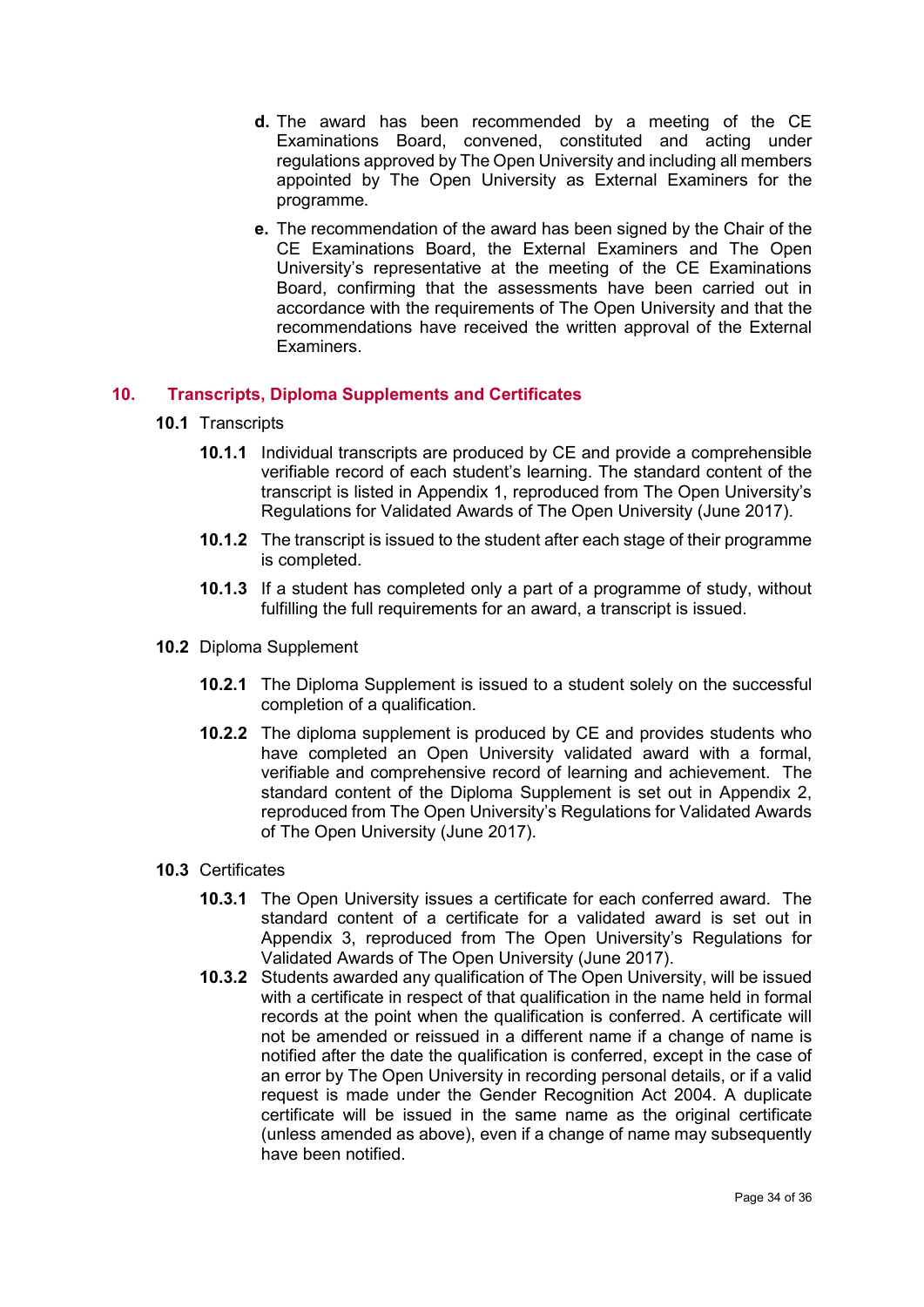**d.** The award has been recommended by a meeting of the CE Examinations Board, convened, constituted and acting under regulations approved by The Open University and including all members appointed by The Open University as External Examiners for the programme.

**e.** The recommendation of the award has been signed by the Chair of the CE Examinations Board, the External Examiners and The Open University's representative at the meeting of the CE Examinations Board, confirming that the assessments have been carried out in accordance with the requirements of The Open University and that the recommendations have received the written approval of the External Examiners.

## 10. Transcripts, Diploma Supplements and Certificates

**10.1** Transcripts

**10.1.1** Individual transcripts are produced by CE and provide a comprehensible verifiable record of each student's learning. The standard content of the transcript is listed in Appendix 1, reproduced from The Open University's Regulations for Validated Awards of The Open University (June 2017).

**10.1.2** The transcript is issued to the student after each stage of their programme is completed.

**10.1.3** If a student has completed only a part of a programme of study, without fulfilling the full requirements for an award, a transcript is issued.

**10.2** Diploma Supplement

**10.2.1** The Diploma Supplement is issued to a student solely on the successful completion of a qualification.

**10.2.2** The diploma supplement is produced by CE and provides students who have completed an Open University validated award with a formal, verifiable and comprehensive record of learning and achievement. The standard content of the Diploma Supplement is set out in Appendix 2, reproduced from The Open University's Regulations for Validated Awards of The Open University (June 2017).

**10.3** Certificates

**10.3.1** The Open University issues a certificate for each conferred award. The standard content of a certificate for a validated award is set out in Appendix 3, reproduced from The Open University's Regulations for Validated Awards of The Open University (June 2017).

**10.3.2** Students awarded any qualification of The Open University, will be issued with a certificate in respect of that qualification in the name held in formal records at the point when the qualification is conferred. A certificate will not be amended or reissued in a different name if a change of name is notified after the date the qualification is conferred, except in the case of an error by The Open University in recording personal details, or if a valid request is made under the Gender Recognition Act 2004. A duplicate certificate will be issued in the same name as the original certificate (unless amended as above), even if a change of name may subsequently have been notified.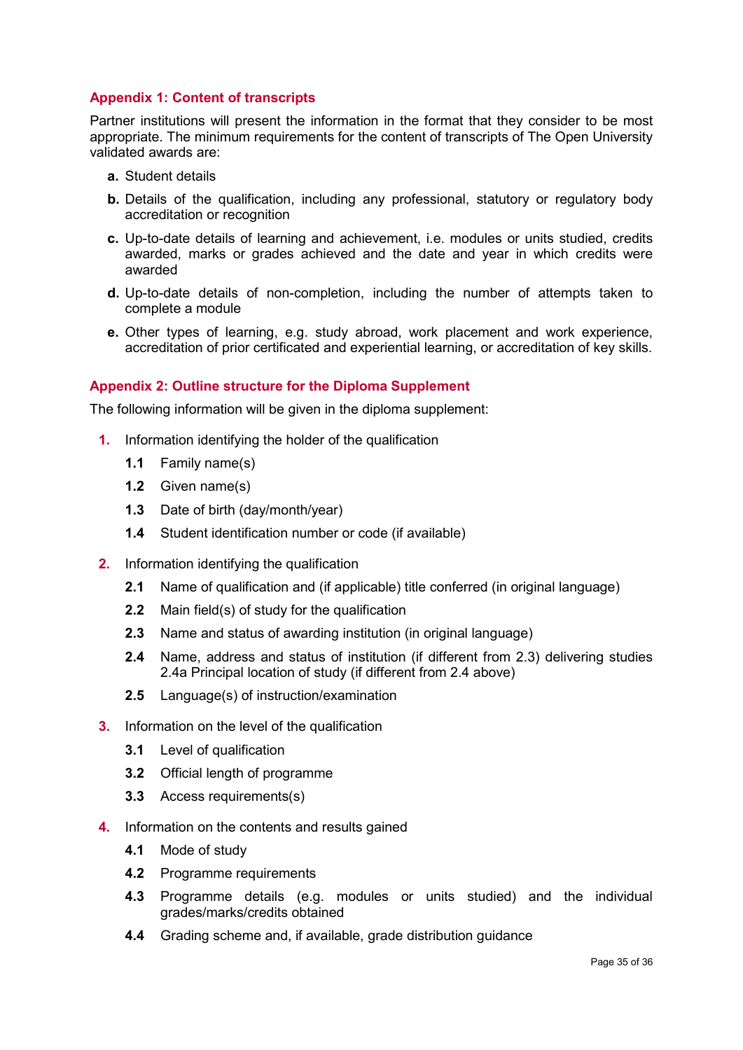## Appendix 1: Content of transcripts

Partner institutions will present the information in the format that they consider to be most appropriate. The minimum requirements for the content of transcripts of The Open University validated awards are:

- **a.** Student details
- **b.** Details of the qualification, including any professional, statutory or regulatory body accreditation or recognition
- **c.** Up-to-date details of learning and achievement, i.e. modules or units studied, credits awarded, marks or grades achieved and the date and year in which credits were awarded
- **d.** Up-to-date details of non-completion, including the number of attempts taken to complete a module
- **e.** Other types of learning, e.g. study abroad, work placement and work experience, accreditation of prior certificated and experiential learning, or accreditation of key skills.

## Appendix 2: Outline structure for the Diploma Supplement

The following information will be given in the diploma supplement:

1. Information identifying the holder of the qualification
   - **1.1** Family name(s)
   - **1.2** Given name(s)
   - **1.3** Date of birth (day/month/year)
   - **1.4** Student identification number or code (if available)
2. Information identifying the qualification
   - **2.1** Name of qualification and (if applicable) title conferred (in original language)
   - **2.2** Main field(s) of study for the qualification
   - **2.3** Name and status of awarding institution (in original language)
   - **2.4** Name, address and status of institution (if different from 2.3) delivering studies 2.4a Principal location of study (if different from 2.4 above)
   - **2.5** Language(s) of instruction/examination
3. Information on the level of the qualification
   - **3.1** Level of qualification
   - **3.2** Official length of programme
   - **3.3** Access requirements(s)
4. Information on the contents and results gained
   - **4.1** Mode of study
   - **4.2** Programme requirements
   - **4.3** Programme details (e.g. modules or units studied) and the individual grades/marks/credits obtained
   - **4.4** Grading scheme and, if available, grade distribution guidance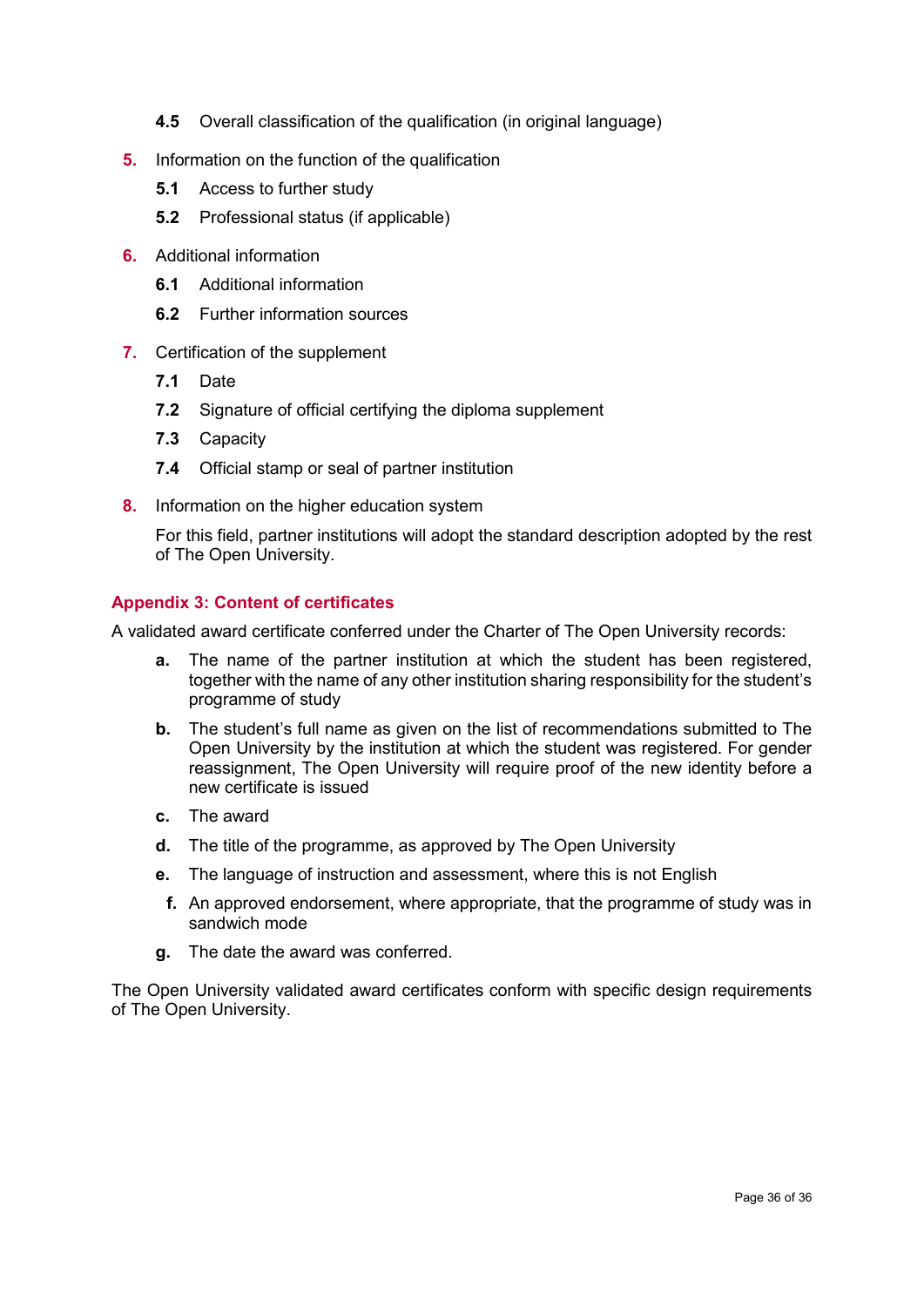**4.5** Overall classification of the qualification (in original language)

5. Information on the function of the qualification

   **5.1** Access to further study

   **5.2** Professional status (if applicable)

6. Additional information

   **6.1** Additional information

   **6.2** Further information sources

7. Certification of the supplement

   **7.1** Date

   **7.2** Signature of official certifying the diploma supplement

   **7.3** Capacity

   **7.4** Official stamp or seal of partner institution

8. Information on the higher education system

   For this field, partner institutions will adopt the standard description adopted by the rest of The Open University.

## Appendix 3: Content of certificates

A validated award certificate conferred under the Charter of The Open University records:

- **a.** The name of the partner institution at which the student has been registered, together with the name of any other institution sharing responsibility for the student's programme of study
- **b.** The student's full name as given on the list of recommendations submitted to The Open University by the institution at which the student was registered. For gender reassignment, The Open University will require proof of the new identity before a new certificate is issued
- **c.** The award
- **d.** The title of the programme, as approved by The Open University
- **e.** The language of instruction and assessment, where this is not English
- **f.** An approved endorsement, where appropriate, that the programme of study was in sandwich mode
- **g.** The date the award was conferred.

The Open University validated award certificates conform with specific design requirements of The Open University.